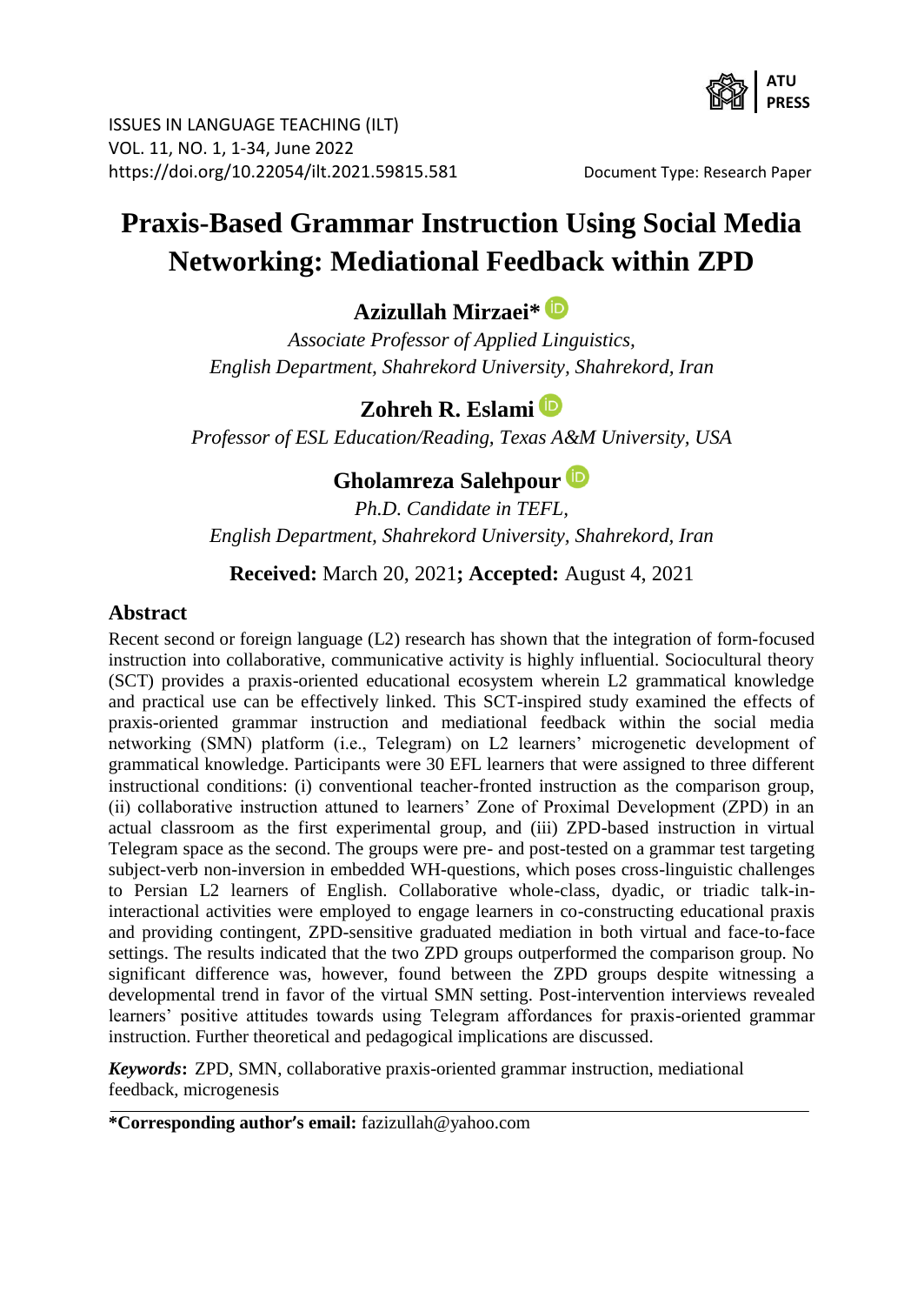ISSUES IN LANGUAGE TEACHING (ILT)
VOL. 11, NO. 1, 1-34, June 2022
https://doi.org/10.22054/ilt.2021.59815.581

Document Type: Research Paper

# Praxis-Based Grammar Instruction Using Social Media Networking: Mediational Feedback within ZPD

**Azizullah Mirzaei***

*Associate Professor of Applied Linguistics, English Department, Shahrekord University, Shahrekord, Iran*

**Zohreh R. Eslami**

*Professor of ESL Education/Reading, Texas A&M University, USA*

**Gholamreza Salehpour**

*Ph.D. Candidate in TEFL, English Department, Shahrekord University, Shahrekord, Iran*

**Received:** March 20, 2021**; Accepted:** August 4, 2021

## Abstract

Recent second or foreign language (L2) research has shown that the integration of form-focused instruction into collaborative, communicative activity is highly influential. Sociocultural theory (SCT) provides a praxis-oriented educational ecosystem wherein L2 grammatical knowledge and practical use can be effectively linked. This SCT-inspired study examined the effects of praxis-oriented grammar instruction and mediational feedback within the social media networking (SMN) platform (i.e., Telegram) on L2 learners' microgenetic development of grammatical knowledge. Participants were 30 EFL learners that were assigned to three different instructional conditions: (i) conventional teacher-fronted instruction as the comparison group, (ii) collaborative instruction attuned to learners' Zone of Proximal Development (ZPD) in an actual classroom as the first experimental group, and (iii) ZPD-based instruction in virtual Telegram space as the second. The groups were pre- and post-tested on a grammar test targeting subject-verb non-inversion in embedded WH-questions, which poses cross-linguistic challenges to Persian L2 learners of English. Collaborative whole-class, dyadic, or triadic talk-in-interactional activities were employed to engage learners in co-constructing educational praxis and providing contingent, ZPD-sensitive graduated mediation in both virtual and face-to-face settings. The results indicated that the two ZPD groups outperformed the comparison group. No significant difference was, however, found between the ZPD groups despite witnessing a developmental trend in favor of the virtual SMN setting. Post-intervention interviews revealed learners' positive attitudes towards using Telegram affordances for praxis-oriented grammar instruction. Further theoretical and pedagogical implications are discussed.

***Keywords*:** ZPD, SMN, collaborative praxis-oriented grammar instruction, mediational feedback, microgenesis

---

**\*Corresponding author's email:** fazizullah@yahoo.com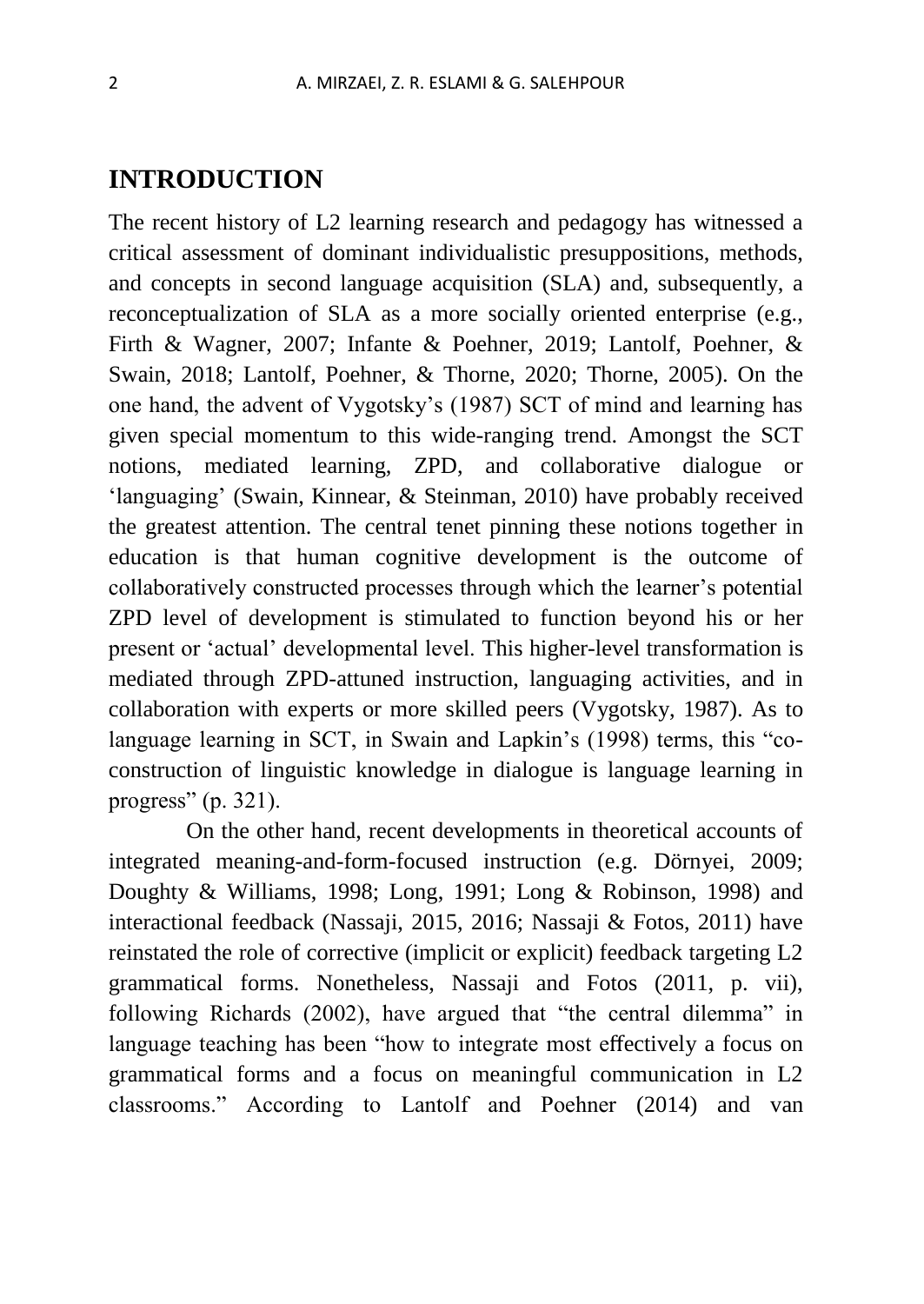## INTRODUCTION

The recent history of L2 learning research and pedagogy has witnessed a critical assessment of dominant individualistic presuppositions, methods, and concepts in second language acquisition (SLA) and, subsequently, a reconceptualization of SLA as a more socially oriented enterprise (e.g., Firth & Wagner, 2007; Infante & Poehner, 2019; Lantolf, Poehner, & Swain, 2018; Lantolf, Poehner, & Thorne, 2020; Thorne, 2005). On the one hand, the advent of Vygotsky's (1987) SCT of mind and learning has given special momentum to this wide-ranging trend. Amongst the SCT notions, mediated learning, ZPD, and collaborative dialogue or 'languaging' (Swain, Kinnear, & Steinman, 2010) have probably received the greatest attention. The central tenet pinning these notions together in education is that human cognitive development is the outcome of collaboratively constructed processes through which the learner's potential ZPD level of development is stimulated to function beyond his or her present or 'actual' developmental level. This higher-level transformation is mediated through ZPD-attuned instruction, languaging activities, and in collaboration with experts or more skilled peers (Vygotsky, 1987). As to language learning in SCT, in Swain and Lapkin's (1998) terms, this "co-construction of linguistic knowledge in dialogue is language learning in progress" (p. 321).

On the other hand, recent developments in theoretical accounts of integrated meaning-and-form-focused instruction (e.g. Dörnyei, 2009; Doughty & Williams, 1998; Long, 1991; Long & Robinson, 1998) and interactional feedback (Nassaji, 2015, 2016; Nassaji & Fotos, 2011) have reinstated the role of corrective (implicit or explicit) feedback targeting L2 grammatical forms. Nonetheless, Nassaji and Fotos (2011, p. vii), following Richards (2002), have argued that "the central dilemma" in language teaching has been "how to integrate most effectively a focus on grammatical forms and a focus on meaningful communication in L2 classrooms." According to Lantolf and Poehner (2014) and van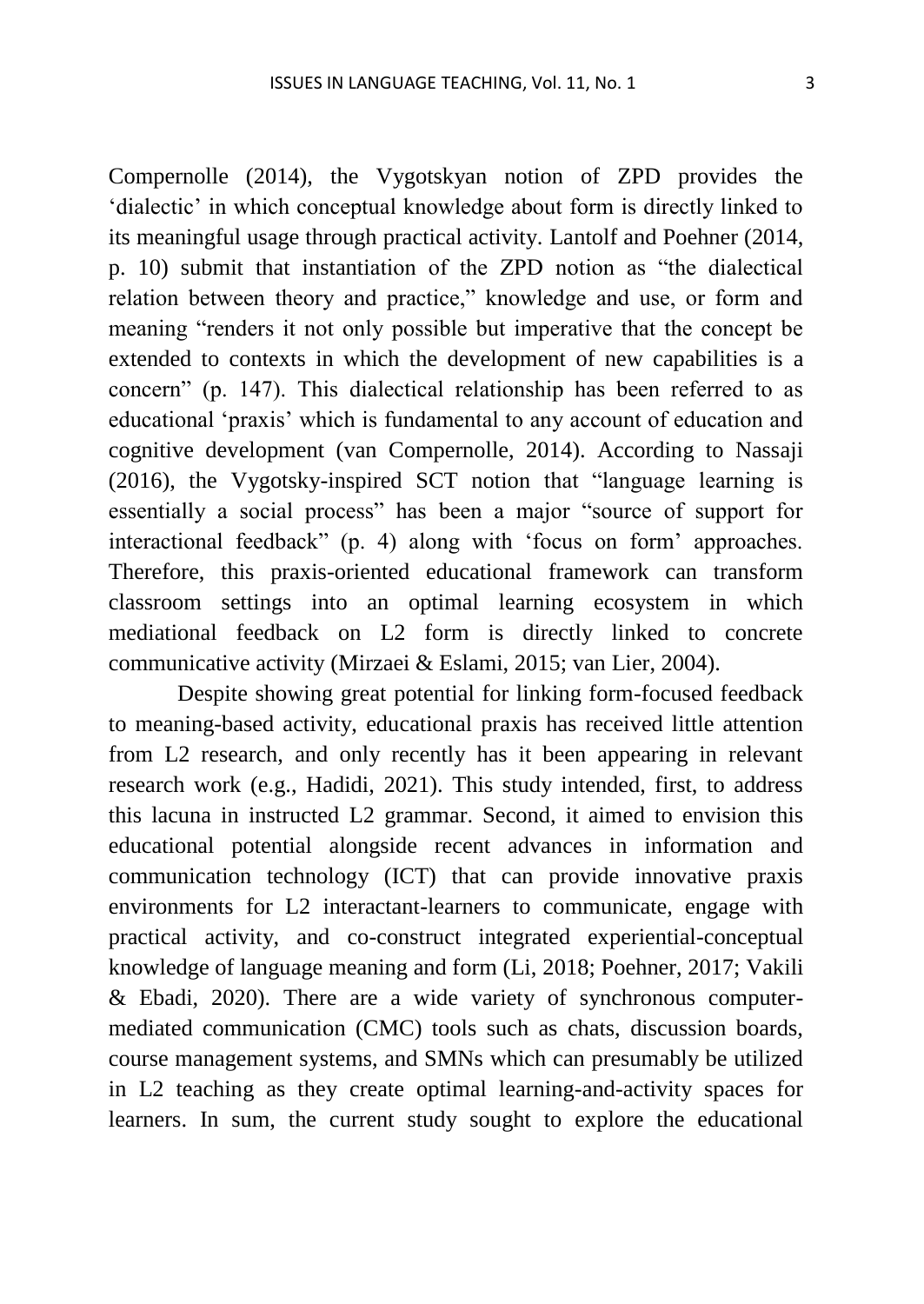Compernolle (2014), the Vygotskyan notion of ZPD provides the 'dialectic' in which conceptual knowledge about form is directly linked to its meaningful usage through practical activity. Lantolf and Poehner (2014, p. 10) submit that instantiation of the ZPD notion as "the dialectical relation between theory and practice," knowledge and use, or form and meaning "renders it not only possible but imperative that the concept be extended to contexts in which the development of new capabilities is a concern" (p. 147). This dialectical relationship has been referred to as educational 'praxis' which is fundamental to any account of education and cognitive development (van Compernolle, 2014). According to Nassaji (2016), the Vygotsky-inspired SCT notion that "language learning is essentially a social process" has been a major "source of support for interactional feedback" (p. 4) along with 'focus on form' approaches. Therefore, this praxis-oriented educational framework can transform classroom settings into an optimal learning ecosystem in which mediational feedback on L2 form is directly linked to concrete communicative activity (Mirzaei & Eslami, 2015; van Lier, 2004).

Despite showing great potential for linking form-focused feedback to meaning-based activity, educational praxis has received little attention from L2 research, and only recently has it been appearing in relevant research work (e.g., Hadidi, 2021). This study intended, first, to address this lacuna in instructed L2 grammar. Second, it aimed to envision this educational potential alongside recent advances in information and communication technology (ICT) that can provide innovative praxis environments for L2 interactant-learners to communicate, engage with practical activity, and co-construct integrated experiential-conceptual knowledge of language meaning and form (Li, 2018; Poehner, 2017; Vakili & Ebadi, 2020). There are a wide variety of synchronous computer-mediated communication (CMC) tools such as chats, discussion boards, course management systems, and SMNs which can presumably be utilized in L2 teaching as they create optimal learning-and-activity spaces for learners. In sum, the current study sought to explore the educational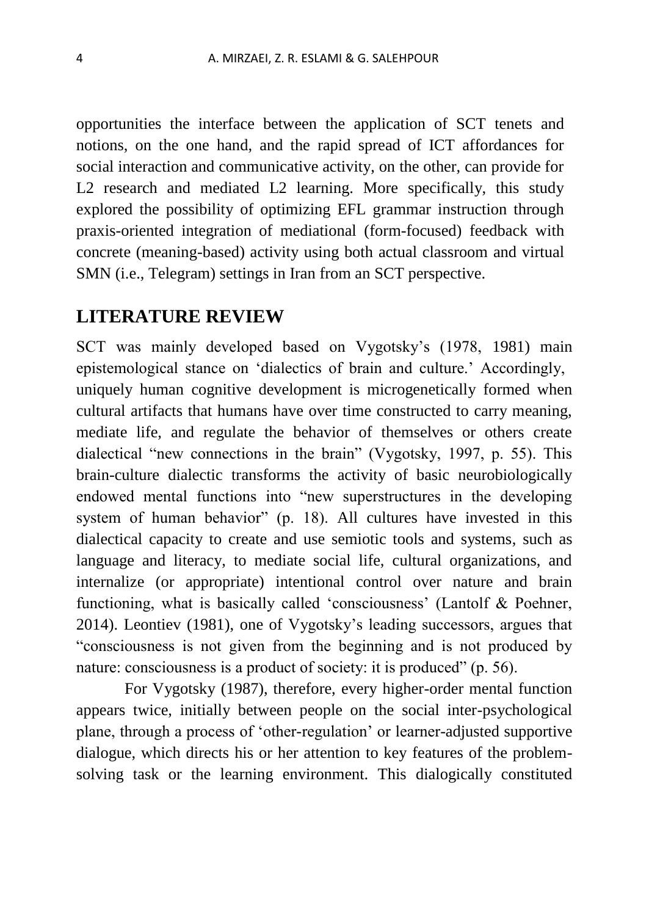opportunities the interface between the application of SCT tenets and notions, on the one hand, and the rapid spread of ICT affordances for social interaction and communicative activity, on the other, can provide for L2 research and mediated L2 learning. More specifically, this study explored the possibility of optimizing EFL grammar instruction through praxis-oriented integration of mediational (form-focused) feedback with concrete (meaning-based) activity using both actual classroom and virtual SMN (i.e., Telegram) settings in Iran from an SCT perspective.

## LITERATURE REVIEW

SCT was mainly developed based on Vygotsky's (1978, 1981) main epistemological stance on 'dialectics of brain and culture.' Accordingly, uniquely human cognitive development is microgenetically formed when cultural artifacts that humans have over time constructed to carry meaning, mediate life, and regulate the behavior of themselves or others create dialectical "new connections in the brain" (Vygotsky, 1997, p. 55). This brain-culture dialectic transforms the activity of basic neurobiologically endowed mental functions into "new superstructures in the developing system of human behavior" (p. 18). All cultures have invested in this dialectical capacity to create and use semiotic tools and systems, such as language and literacy, to mediate social life, cultural organizations, and internalize (or appropriate) intentional control over nature and brain functioning, what is basically called 'consciousness' (Lantolf & Poehner, 2014). Leontiev (1981), one of Vygotsky's leading successors, argues that "consciousness is not given from the beginning and is not produced by nature: consciousness is a product of society: it is produced" (p. 56).

For Vygotsky (1987), therefore, every higher-order mental function appears twice, initially between people on the social inter-psychological plane, through a process of 'other-regulation' or learner-adjusted supportive dialogue, which directs his or her attention to key features of the problem-solving task or the learning environment. This dialogically constituted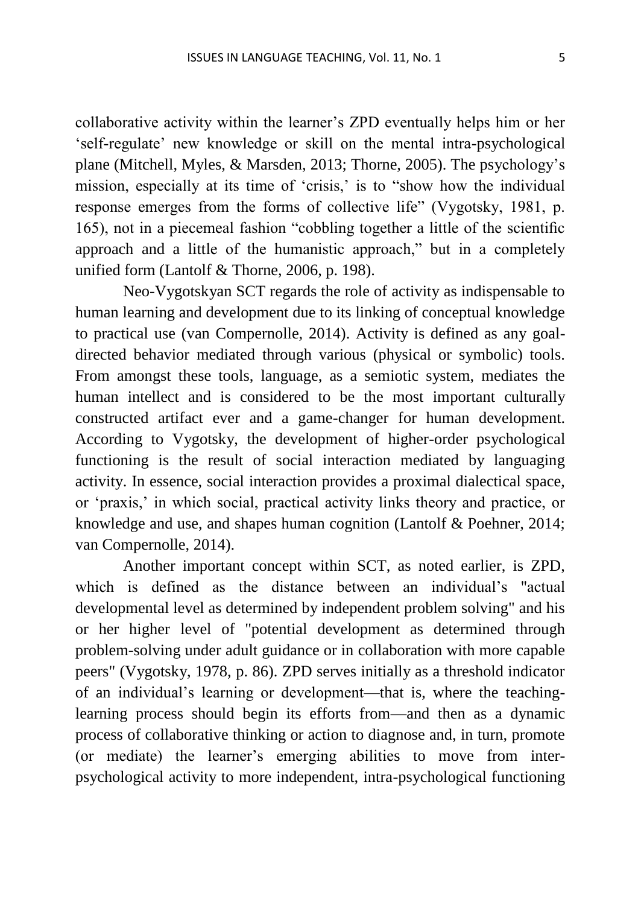collaborative activity within the learner's ZPD eventually helps him or her 'self-regulate' new knowledge or skill on the mental intra-psychological plane (Mitchell, Myles, & Marsden, 2013; Thorne, 2005). The psychology's mission, especially at its time of 'crisis,' is to "show how the individual response emerges from the forms of collective life" (Vygotsky, 1981, p. 165), not in a piecemeal fashion "cobbling together a little of the scientific approach and a little of the humanistic approach," but in a completely unified form (Lantolf & Thorne, 2006, p. 198).

Neo-Vygotskyan SCT regards the role of activity as indispensable to human learning and development due to its linking of conceptual knowledge to practical use (van Compernolle, 2014). Activity is defined as any goal-directed behavior mediated through various (physical or symbolic) tools. From amongst these tools, language, as a semiotic system, mediates the human intellect and is considered to be the most important culturally constructed artifact ever and a game-changer for human development. According to Vygotsky, the development of higher-order psychological functioning is the result of social interaction mediated by languaging activity. In essence, social interaction provides a proximal dialectical space, or 'praxis,' in which social, practical activity links theory and practice, or knowledge and use, and shapes human cognition (Lantolf & Poehner, 2014; van Compernolle, 2014).

Another important concept within SCT, as noted earlier, is ZPD, which is defined as the distance between an individual's "actual developmental level as determined by independent problem solving" and his or her higher level of "potential development as determined through problem-solving under adult guidance or in collaboration with more capable peers" (Vygotsky, 1978, p. 86). ZPD serves initially as a threshold indicator of an individual's learning or development—that is, where the teaching-learning process should begin its efforts from—and then as a dynamic process of collaborative thinking or action to diagnose and, in turn, promote (or mediate) the learner's emerging abilities to move from inter-psychological activity to more independent, intra-psychological functioning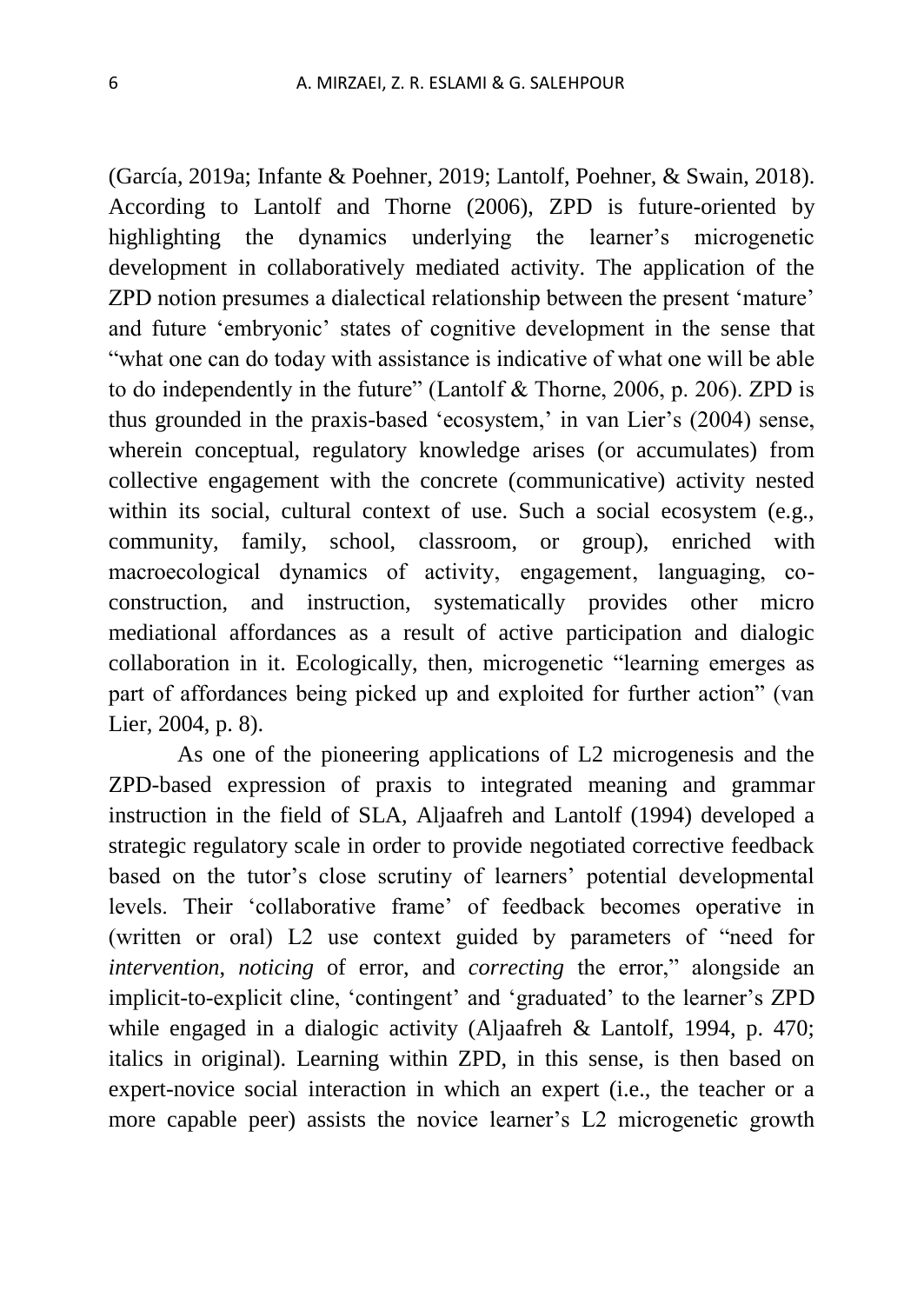(García, 2019a; Infante & Poehner, 2019; Lantolf, Poehner, & Swain, 2018). According to Lantolf and Thorne (2006), ZPD is future-oriented by highlighting the dynamics underlying the learner's microgenetic development in collaboratively mediated activity. The application of the ZPD notion presumes a dialectical relationship between the present 'mature' and future 'embryonic' states of cognitive development in the sense that "what one can do today with assistance is indicative of what one will be able to do independently in the future" (Lantolf & Thorne, 2006, p. 206). ZPD is thus grounded in the praxis-based 'ecosystem,' in van Lier's (2004) sense, wherein conceptual, regulatory knowledge arises (or accumulates) from collective engagement with the concrete (communicative) activity nested within its social, cultural context of use. Such a social ecosystem (e.g., community, family, school, classroom, or group), enriched with macroecological dynamics of activity, engagement, languaging, co-construction, and instruction, systematically provides other micro mediational affordances as a result of active participation and dialogic collaboration in it. Ecologically, then, microgenetic "learning emerges as part of affordances being picked up and exploited for further action" (van Lier, 2004, p. 8).

As one of the pioneering applications of L2 microgenesis and the ZPD-based expression of praxis to integrated meaning and grammar instruction in the field of SLA, Aljaafreh and Lantolf (1994) developed a strategic regulatory scale in order to provide negotiated corrective feedback based on the tutor's close scrutiny of learners' potential developmental levels. Their 'collaborative frame' of feedback becomes operative in (written or oral) L2 use context guided by parameters of "need for *intervention*, *noticing* of error, and *correcting* the error," alongside an implicit-to-explicit cline, 'contingent' and 'graduated' to the learner's ZPD while engaged in a dialogic activity (Aljaafreh & Lantolf, 1994, p. 470; italics in original). Learning within ZPD, in this sense, is then based on expert-novice social interaction in which an expert (i.e., the teacher or a more capable peer) assists the novice learner's L2 microgenetic growth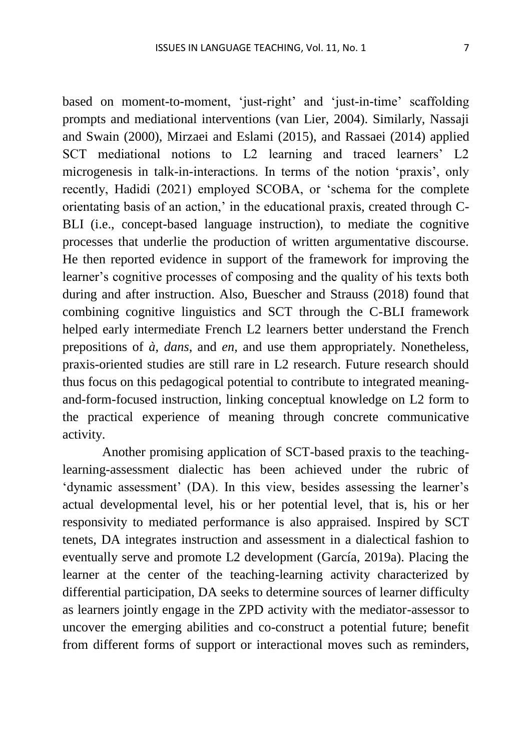based on moment-to-moment, 'just-right' and 'just-in-time' scaffolding prompts and mediational interventions (van Lier, 2004). Similarly, Nassaji and Swain (2000), Mirzaei and Eslami (2015), and Rassaei (2014) applied SCT mediational notions to L2 learning and traced learners' L2 microgenesis in talk-in-interactions. In terms of the notion 'praxis', only recently, Hadidi (2021) employed SCOBA, or 'schema for the complete orientating basis of an action,' in the educational praxis, created through C-BLI (i.e., concept-based language instruction), to mediate the cognitive processes that underlie the production of written argumentative discourse. He then reported evidence in support of the framework for improving the learner's cognitive processes of composing and the quality of his texts both during and after instruction. Also, Buescher and Strauss (2018) found that combining cognitive linguistics and SCT through the C-BLI framework helped early intermediate French L2 learners better understand the French prepositions of *à*, *dans*, and *en*, and use them appropriately. Nonetheless, praxis-oriented studies are still rare in L2 research. Future research should thus focus on this pedagogical potential to contribute to integrated meaning-and-form-focused instruction, linking conceptual knowledge on L2 form to the practical experience of meaning through concrete communicative activity.

Another promising application of SCT-based praxis to the teaching-learning-assessment dialectic has been achieved under the rubric of 'dynamic assessment' (DA). In this view, besides assessing the learner's actual developmental level, his or her potential level, that is, his or her responsivity to mediated performance is also appraised. Inspired by SCT tenets, DA integrates instruction and assessment in a dialectical fashion to eventually serve and promote L2 development (García, 2019a). Placing the learner at the center of the teaching-learning activity characterized by differential participation, DA seeks to determine sources of learner difficulty as learners jointly engage in the ZPD activity with the mediator-assessor to uncover the emerging abilities and co-construct a potential future; benefit from different forms of support or interactional moves such as reminders,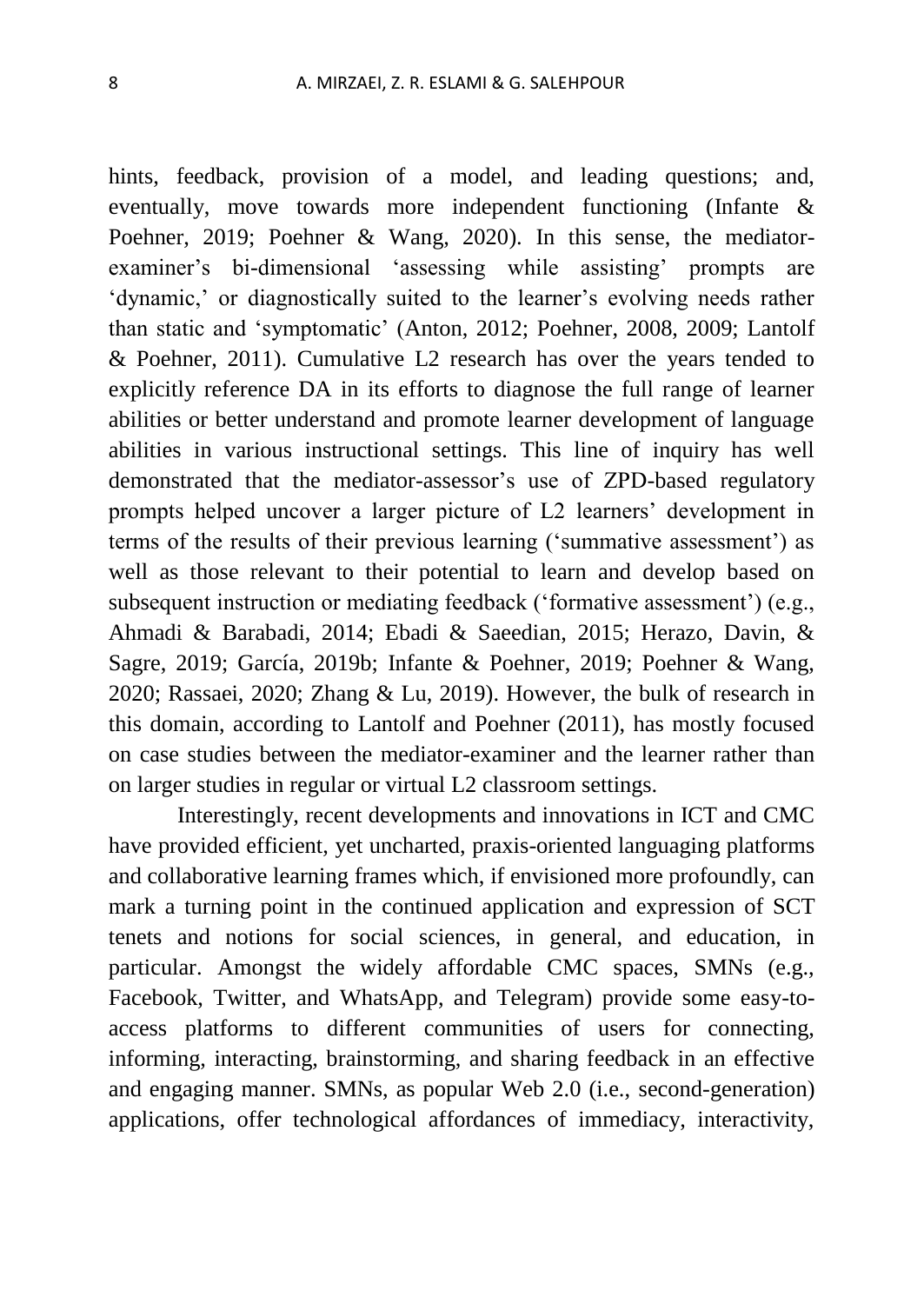hints, feedback, provision of a model, and leading questions; and, eventually, move towards more independent functioning (Infante & Poehner, 2019; Poehner & Wang, 2020). In this sense, the mediator-examiner's bi-dimensional 'assessing while assisting' prompts are 'dynamic,' or diagnostically suited to the learner's evolving needs rather than static and 'symptomatic' (Anton, 2012; Poehner, 2008, 2009; Lantolf & Poehner, 2011). Cumulative L2 research has over the years tended to explicitly reference DA in its efforts to diagnose the full range of learner abilities or better understand and promote learner development of language abilities in various instructional settings. This line of inquiry has well demonstrated that the mediator-assessor's use of ZPD-based regulatory prompts helped uncover a larger picture of L2 learners' development in terms of the results of their previous learning ('summative assessment') as well as those relevant to their potential to learn and develop based on subsequent instruction or mediating feedback ('formative assessment') (e.g., Ahmadi & Barabadi, 2014; Ebadi & Saeedian, 2015; Herazo, Davin, & Sagre, 2019; García, 2019b; Infante & Poehner, 2019; Poehner & Wang, 2020; Rassaei, 2020; Zhang & Lu, 2019). However, the bulk of research in this domain, according to Lantolf and Poehner (2011), has mostly focused on case studies between the mediator-examiner and the learner rather than on larger studies in regular or virtual L2 classroom settings.

Interestingly, recent developments and innovations in ICT and CMC have provided efficient, yet uncharted, praxis-oriented languaging platforms and collaborative learning frames which, if envisioned more profoundly, can mark a turning point in the continued application and expression of SCT tenets and notions for social sciences, in general, and education, in particular. Amongst the widely affordable CMC spaces, SMNs (e.g., Facebook, Twitter, and WhatsApp, and Telegram) provide some easy-to-access platforms to different communities of users for connecting, informing, interacting, brainstorming, and sharing feedback in an effective and engaging manner. SMNs, as popular Web 2.0 (i.e., second-generation) applications, offer technological affordances of immediacy, interactivity,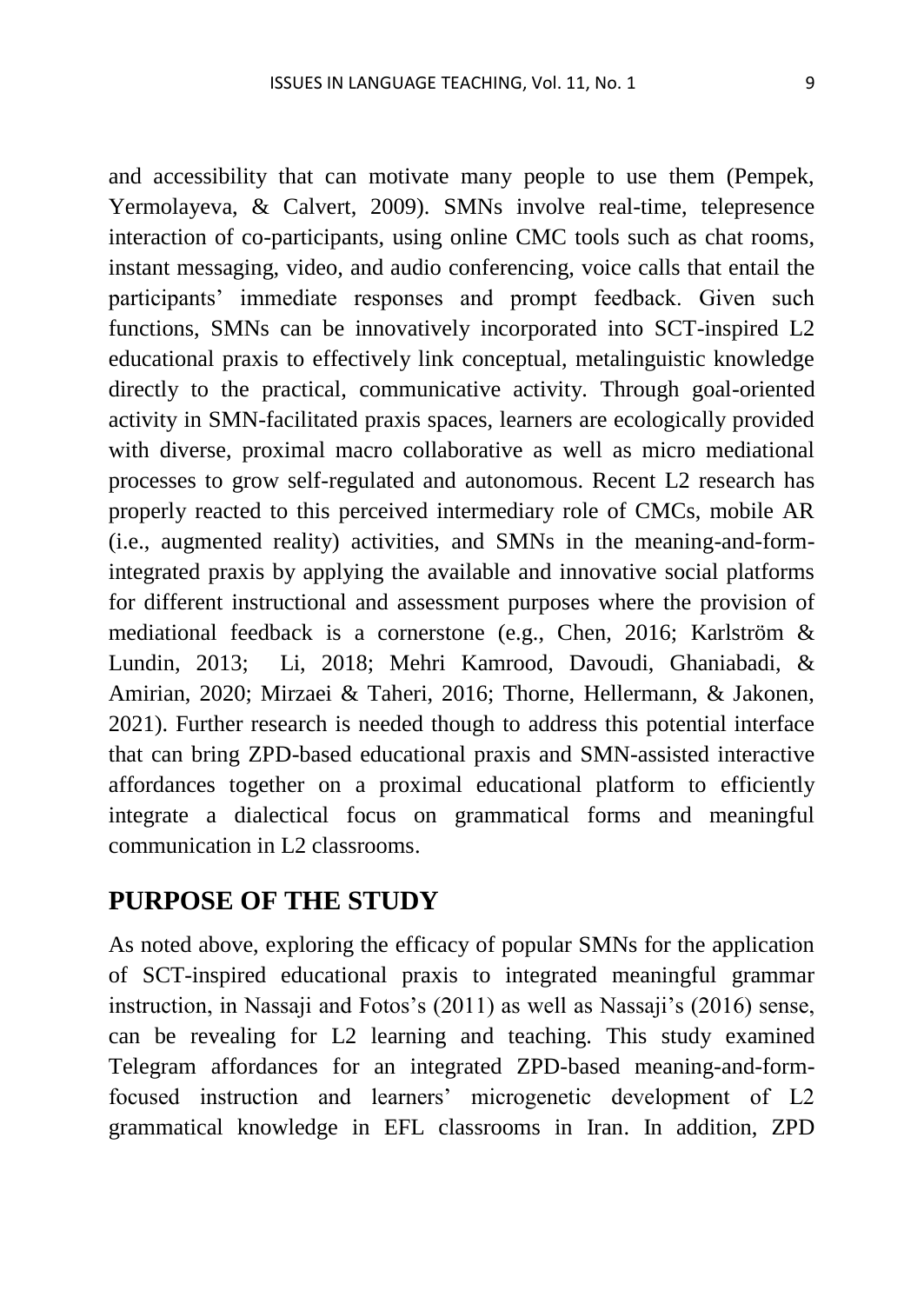and accessibility that can motivate many people to use them (Pempek, Yermolayeva, & Calvert, 2009). SMNs involve real-time, telepresence interaction of co-participants, using online CMC tools such as chat rooms, instant messaging, video, and audio conferencing, voice calls that entail the participants' immediate responses and prompt feedback. Given such functions, SMNs can be innovatively incorporated into SCT-inspired L2 educational praxis to effectively link conceptual, metalinguistic knowledge directly to the practical, communicative activity. Through goal-oriented activity in SMN-facilitated praxis spaces, learners are ecologically provided with diverse, proximal macro collaborative as well as micro mediational processes to grow self-regulated and autonomous. Recent L2 research has properly reacted to this perceived intermediary role of CMCs, mobile AR (i.e., augmented reality) activities, and SMNs in the meaning-and-form-integrated praxis by applying the available and innovative social platforms for different instructional and assessment purposes where the provision of mediational feedback is a cornerstone (e.g., Chen, 2016; Karlström & Lundin, 2013; Li, 2018; Mehri Kamrood, Davoudi, Ghaniabadi, & Amirian, 2020; Mirzaei & Taheri, 2016; Thorne, Hellermann, & Jakonen, 2021). Further research is needed though to address this potential interface that can bring ZPD-based educational praxis and SMN-assisted interactive affordances together on a proximal educational platform to efficiently integrate a dialectical focus on grammatical forms and meaningful communication in L2 classrooms.

## PURPOSE OF THE STUDY

As noted above, exploring the efficacy of popular SMNs for the application of SCT-inspired educational praxis to integrated meaningful grammar instruction, in Nassaji and Fotos's (2011) as well as Nassaji's (2016) sense, can be revealing for L2 learning and teaching. This study examined Telegram affordances for an integrated ZPD-based meaning-and-form-focused instruction and learners' microgenetic development of L2 grammatical knowledge in EFL classrooms in Iran. In addition, ZPD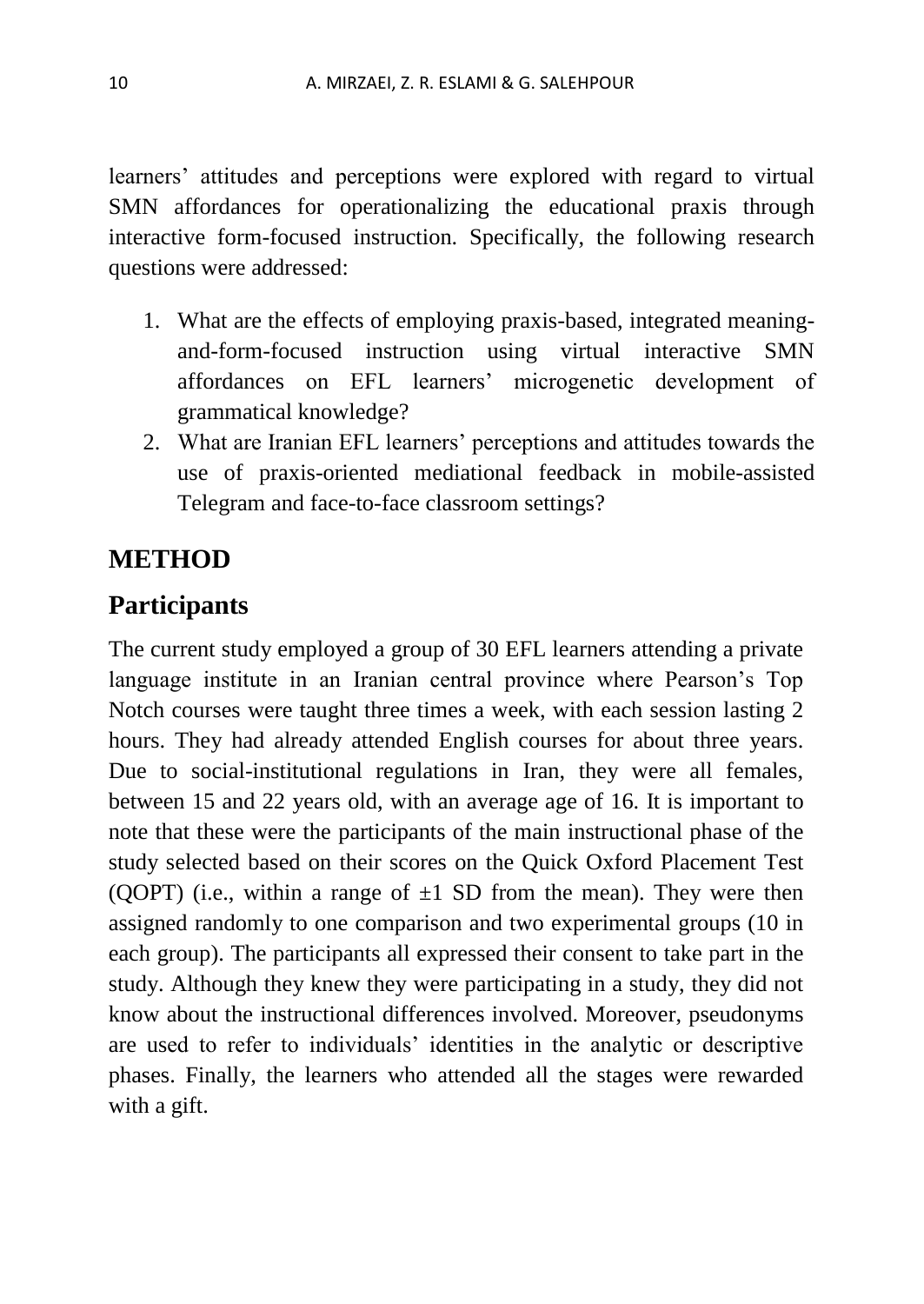learners' attitudes and perceptions were explored with regard to virtual SMN affordances for operationalizing the educational praxis through interactive form-focused instruction. Specifically, the following research questions were addressed:

1. What are the effects of employing praxis-based, integrated meaning-and-form-focused instruction using virtual interactive SMN affordances on EFL learners' microgenetic development of grammatical knowledge?
2. What are Iranian EFL learners' perceptions and attitudes towards the use of praxis-oriented mediational feedback in mobile-assisted Telegram and face-to-face classroom settings?

# METHOD

## Participants

The current study employed a group of 30 EFL learners attending a private language institute in an Iranian central province where Pearson's Top Notch courses were taught three times a week, with each session lasting 2 hours. They had already attended English courses for about three years. Due to social-institutional regulations in Iran, they were all females, between 15 and 22 years old, with an average age of 16. It is important to note that these were the participants of the main instructional phase of the study selected based on their scores on the Quick Oxford Placement Test (QOPT) (i.e., within a range of $\pm 1$ SD from the mean). They were then assigned randomly to one comparison and two experimental groups (10 in each group). The participants all expressed their consent to take part in the study. Although they knew they were participating in a study, they did not know about the instructional differences involved. Moreover, pseudonyms are used to refer to individuals' identities in the analytic or descriptive phases. Finally, the learners who attended all the stages were rewarded with a gift.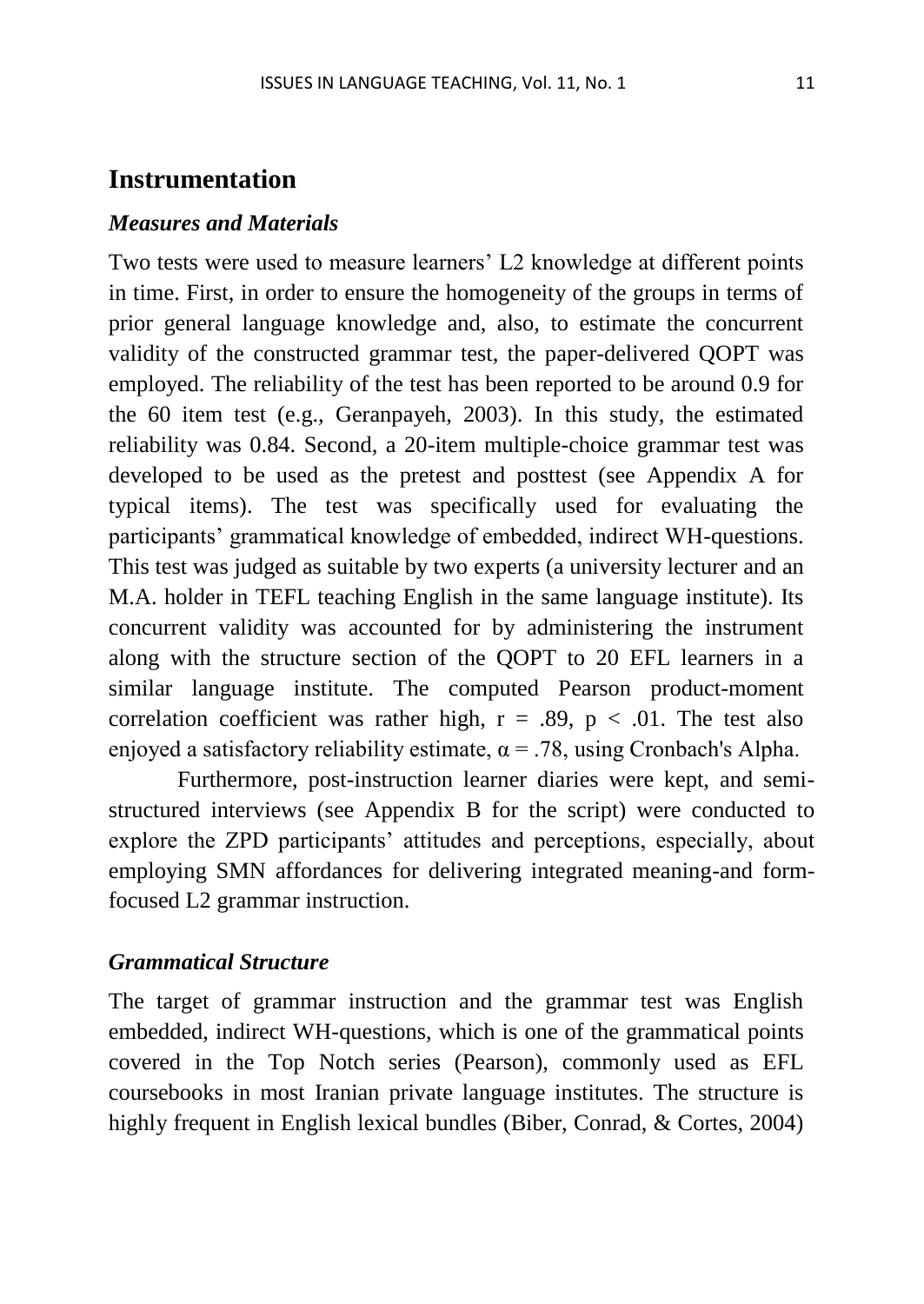## Instrumentation

### *Measures and Materials*

Two tests were used to measure learners' L2 knowledge at different points in time. First, in order to ensure the homogeneity of the groups in terms of prior general language knowledge and, also, to estimate the concurrent validity of the constructed grammar test, the paper-delivered QOPT was employed. The reliability of the test has been reported to be around 0.9 for the 60 item test (e.g., Geranpayeh, 2003). In this study, the estimated reliability was 0.84. Second, a 20-item multiple-choice grammar test was developed to be used as the pretest and posttest (see Appendix A for typical items). The test was specifically used for evaluating the participants' grammatical knowledge of embedded, indirect WH-questions. This test was judged as suitable by two experts (a university lecturer and an M.A. holder in TEFL teaching English in the same language institute). Its concurrent validity was accounted for by administering the instrument along with the structure section of the QOPT to 20 EFL learners in a similar language institute. The computed Pearson product-moment correlation coefficient was rather high, $r = .89$, $p < .01$. The test also enjoyed a satisfactory reliability estimate, $\alpha = .78$, using Cronbach's Alpha.

Furthermore, post-instruction learner diaries were kept, and semi-structured interviews (see Appendix B for the script) were conducted to explore the ZPD participants' attitudes and perceptions, especially, about employing SMN affordances for delivering integrated meaning-and form-focused L2 grammar instruction.

### *Grammatical Structure*

The target of grammar instruction and the grammar test was English embedded, indirect WH-questions, which is one of the grammatical points covered in the Top Notch series (Pearson), commonly used as EFL coursebooks in most Iranian private language institutes. The structure is highly frequent in English lexical bundles (Biber, Conrad, & Cortes, 2004)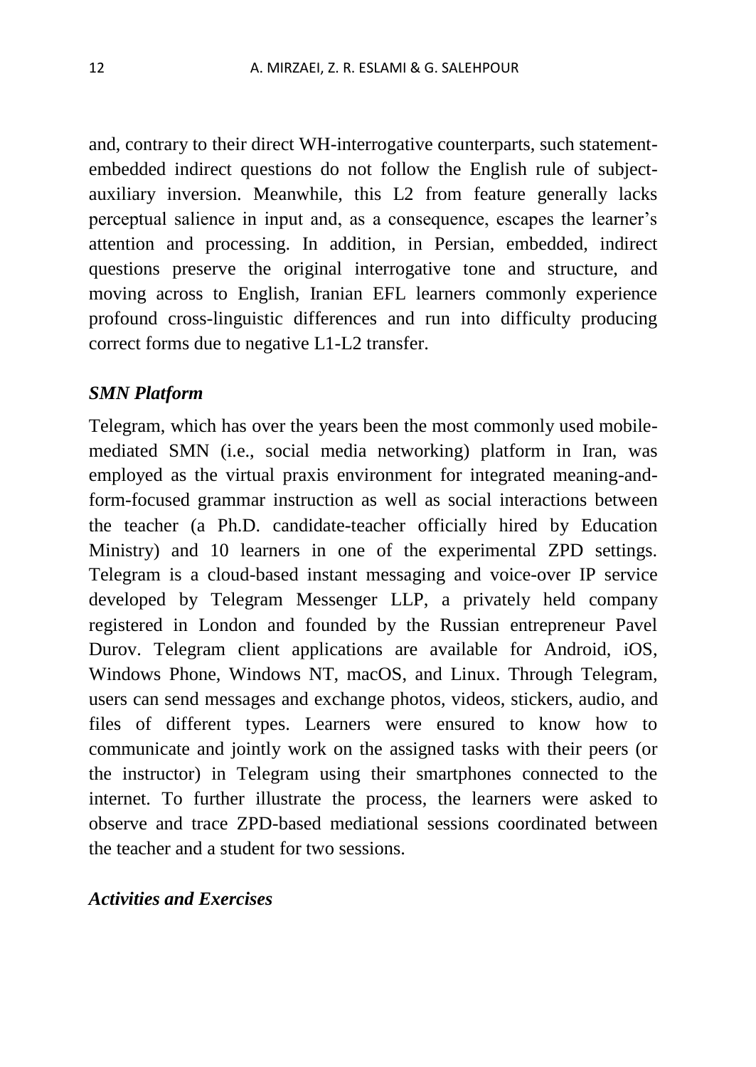and, contrary to their direct WH-interrogative counterparts, such statement-embedded indirect questions do not follow the English rule of subject-auxiliary inversion. Meanwhile, this L2 from feature generally lacks perceptual salience in input and, as a consequence, escapes the learner's attention and processing. In addition, in Persian, embedded, indirect questions preserve the original interrogative tone and structure, and moving across to English, Iranian EFL learners commonly experience profound cross-linguistic differences and run into difficulty producing correct forms due to negative L1-L2 transfer.

### *SMN Platform*

Telegram, which has over the years been the most commonly used mobile-mediated SMN (i.e., social media networking) platform in Iran, was employed as the virtual praxis environment for integrated meaning-and-form-focused grammar instruction as well as social interactions between the teacher (a Ph.D. candidate-teacher officially hired by Education Ministry) and 10 learners in one of the experimental ZPD settings. Telegram is a cloud-based instant messaging and voice-over IP service developed by Telegram Messenger LLP, a privately held company registered in London and founded by the Russian entrepreneur Pavel Durov. Telegram client applications are available for Android, iOS, Windows Phone, Windows NT, macOS, and Linux. Through Telegram, users can send messages and exchange photos, videos, stickers, audio, and files of different types. Learners were ensured to know how to communicate and jointly work on the assigned tasks with their peers (or the instructor) in Telegram using their smartphones connected to the internet. To further illustrate the process, the learners were asked to observe and trace ZPD-based mediational sessions coordinated between the teacher and a student for two sessions.

### *Activities and Exercises*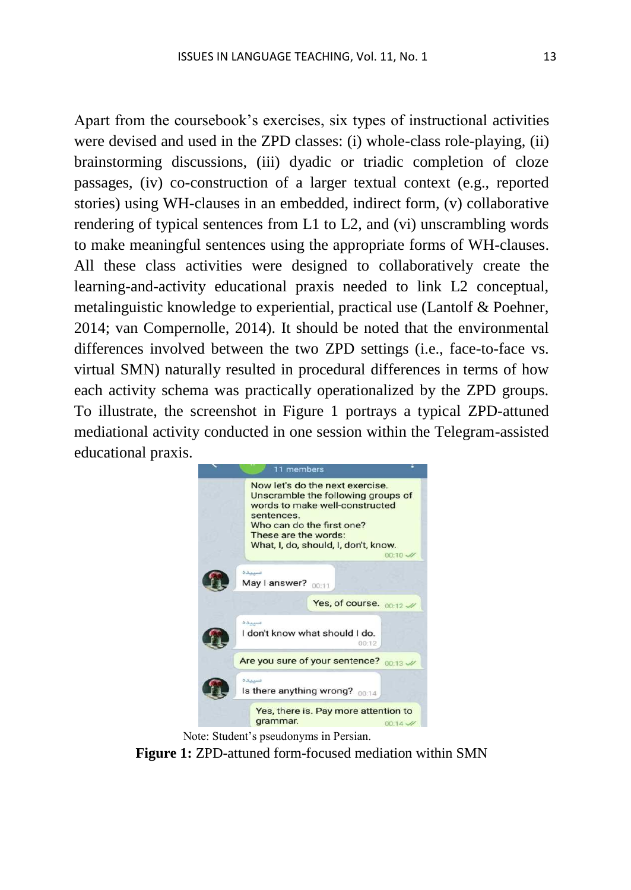Apart from the coursebook's exercises, six types of instructional activities were devised and used in the ZPD classes: (i) whole-class role-playing, (ii) brainstorming discussions, (iii) dyadic or triadic completion of cloze passages, (iv) co-construction of a larger textual context (e.g., reported stories) using WH-clauses in an embedded, indirect form, (v) collaborative rendering of typical sentences from L1 to L2, and (vi) unscrambling words to make meaningful sentences using the appropriate forms of WH-clauses. All these class activities were designed to collaboratively create the learning-and-activity educational praxis needed to link L2 conceptual, metalinguistic knowledge to experiential, practical use (Lantolf & Poehner, 2014; van Compernolle, 2014). It should be noted that the environmental differences involved between the two ZPD settings (i.e., face-to-face vs. virtual SMN) naturally resulted in procedural differences in terms of how each activity schema was practically operationalized by the ZPD groups. To illustrate, the screenshot in Figure 1 portrays a typical ZPD-attuned mediational activity conducted in one session within the Telegram-assisted educational praxis.

Note: Student's pseudonyms in Persian.

**Figure 1:** ZPD-attuned form-focused mediation within SMN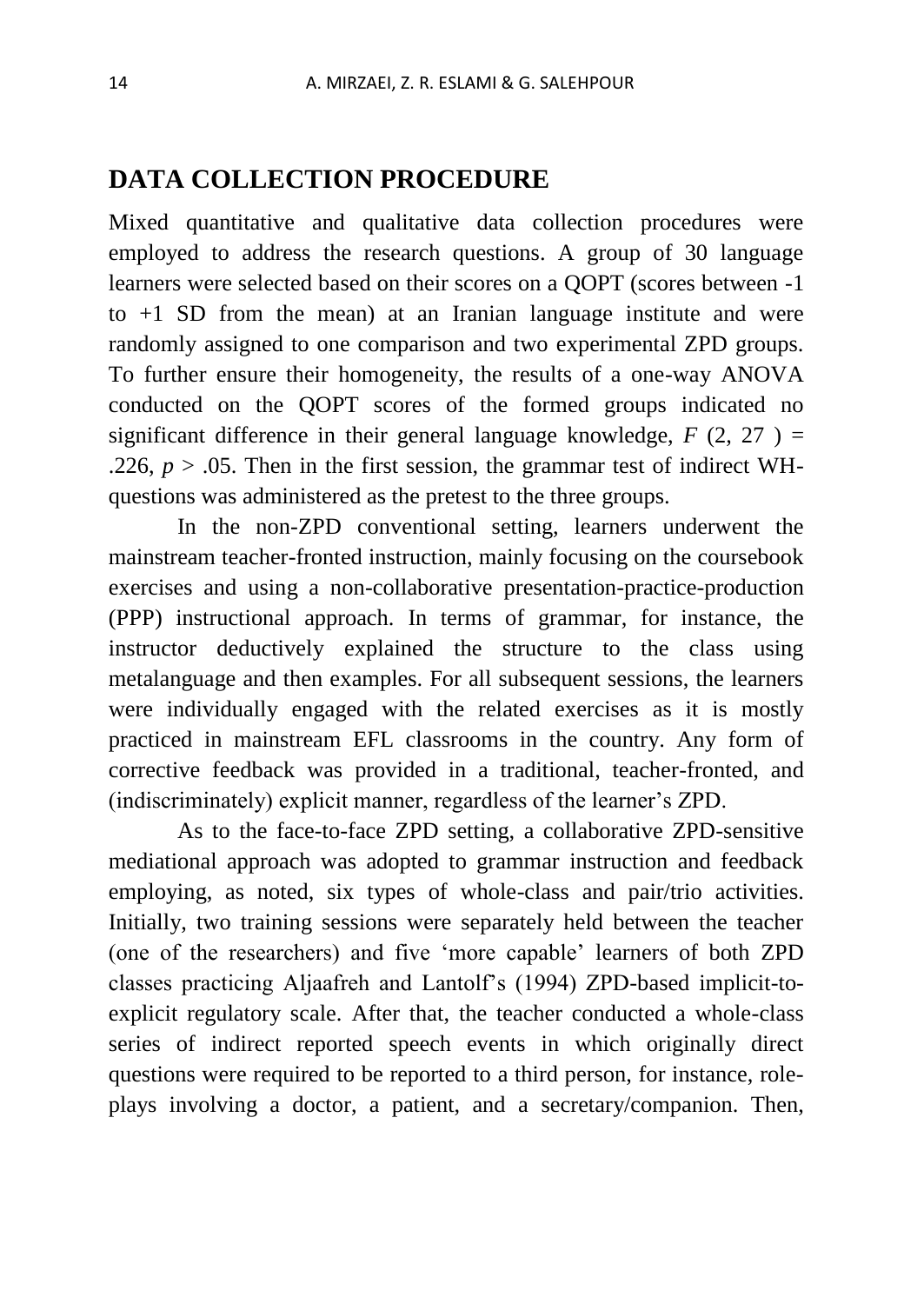## DATA COLLECTION PROCEDURE

Mixed quantitative and qualitative data collection procedures were employed to address the research questions. A group of 30 language learners were selected based on their scores on a QOPT (scores between -1 to +1 SD from the mean) at an Iranian language institute and were randomly assigned to one comparison and two experimental ZPD groups. To further ensure their homogeneity, the results of a one-way ANOVA conducted on the QOPT scores of the formed groups indicated no significant difference in their general language knowledge, $F$ (2, 27 ) = .226, $p > .05$. Then in the first session, the grammar test of indirect WH-questions was administered as the pretest to the three groups.

In the non-ZPD conventional setting, learners underwent the mainstream teacher-fronted instruction, mainly focusing on the coursebook exercises and using a non-collaborative presentation-practice-production (PPP) instructional approach. In terms of grammar, for instance, the instructor deductively explained the structure to the class using metalanguage and then examples. For all subsequent sessions, the learners were individually engaged with the related exercises as it is mostly practiced in mainstream EFL classrooms in the country. Any form of corrective feedback was provided in a traditional, teacher-fronted, and (indiscriminately) explicit manner, regardless of the learner's ZPD.

As to the face-to-face ZPD setting, a collaborative ZPD-sensitive mediational approach was adopted to grammar instruction and feedback employing, as noted, six types of whole-class and pair/trio activities. Initially, two training sessions were separately held between the teacher (one of the researchers) and five 'more capable' learners of both ZPD classes practicing Aljaafreh and Lantolf's (1994) ZPD-based implicit-to-explicit regulatory scale. After that, the teacher conducted a whole-class series of indirect reported speech events in which originally direct questions were required to be reported to a third person, for instance, role-plays involving a doctor, a patient, and a secretary/companion. Then,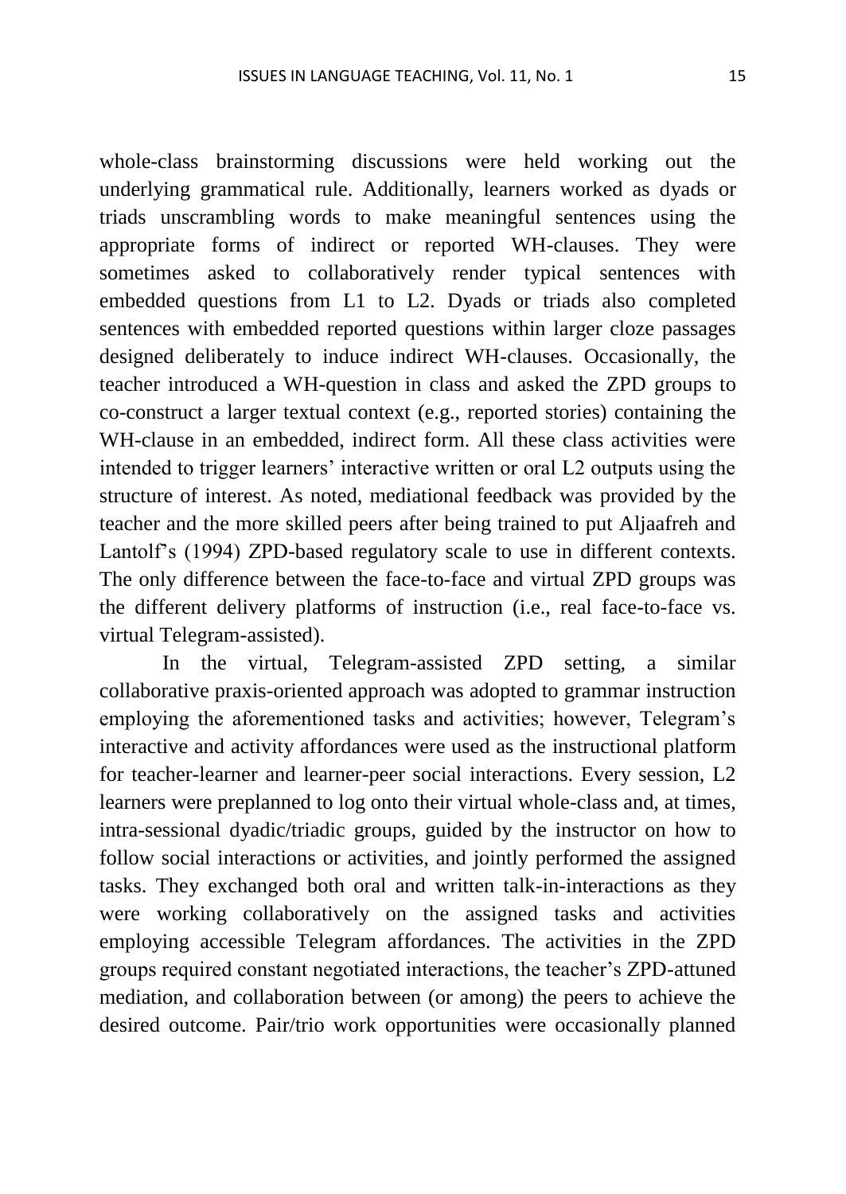whole-class brainstorming discussions were held working out the underlying grammatical rule. Additionally, learners worked as dyads or triads unscrambling words to make meaningful sentences using the appropriate forms of indirect or reported WH-clauses. They were sometimes asked to collaboratively render typical sentences with embedded questions from L1 to L2. Dyads or triads also completed sentences with embedded reported questions within larger cloze passages designed deliberately to induce indirect WH-clauses. Occasionally, the teacher introduced a WH-question in class and asked the ZPD groups to co-construct a larger textual context (e.g., reported stories) containing the WH-clause in an embedded, indirect form. All these class activities were intended to trigger learners' interactive written or oral L2 outputs using the structure of interest. As noted, mediational feedback was provided by the teacher and the more skilled peers after being trained to put Aljaafreh and Lantolf's (1994) ZPD-based regulatory scale to use in different contexts. The only difference between the face-to-face and virtual ZPD groups was the different delivery platforms of instruction (i.e., real face-to-face vs. virtual Telegram-assisted).

In the virtual, Telegram-assisted ZPD setting, a similar collaborative praxis-oriented approach was adopted to grammar instruction employing the aforementioned tasks and activities; however, Telegram's interactive and activity affordances were used as the instructional platform for teacher-learner and learner-peer social interactions. Every session, L2 learners were preplanned to log onto their virtual whole-class and, at times, intra-sessional dyadic/triadic groups, guided by the instructor on how to follow social interactions or activities, and jointly performed the assigned tasks. They exchanged both oral and written talk-in-interactions as they were working collaboratively on the assigned tasks and activities employing accessible Telegram affordances. The activities in the ZPD groups required constant negotiated interactions, the teacher's ZPD-attuned mediation, and collaboration between (or among) the peers to achieve the desired outcome. Pair/trio work opportunities were occasionally planned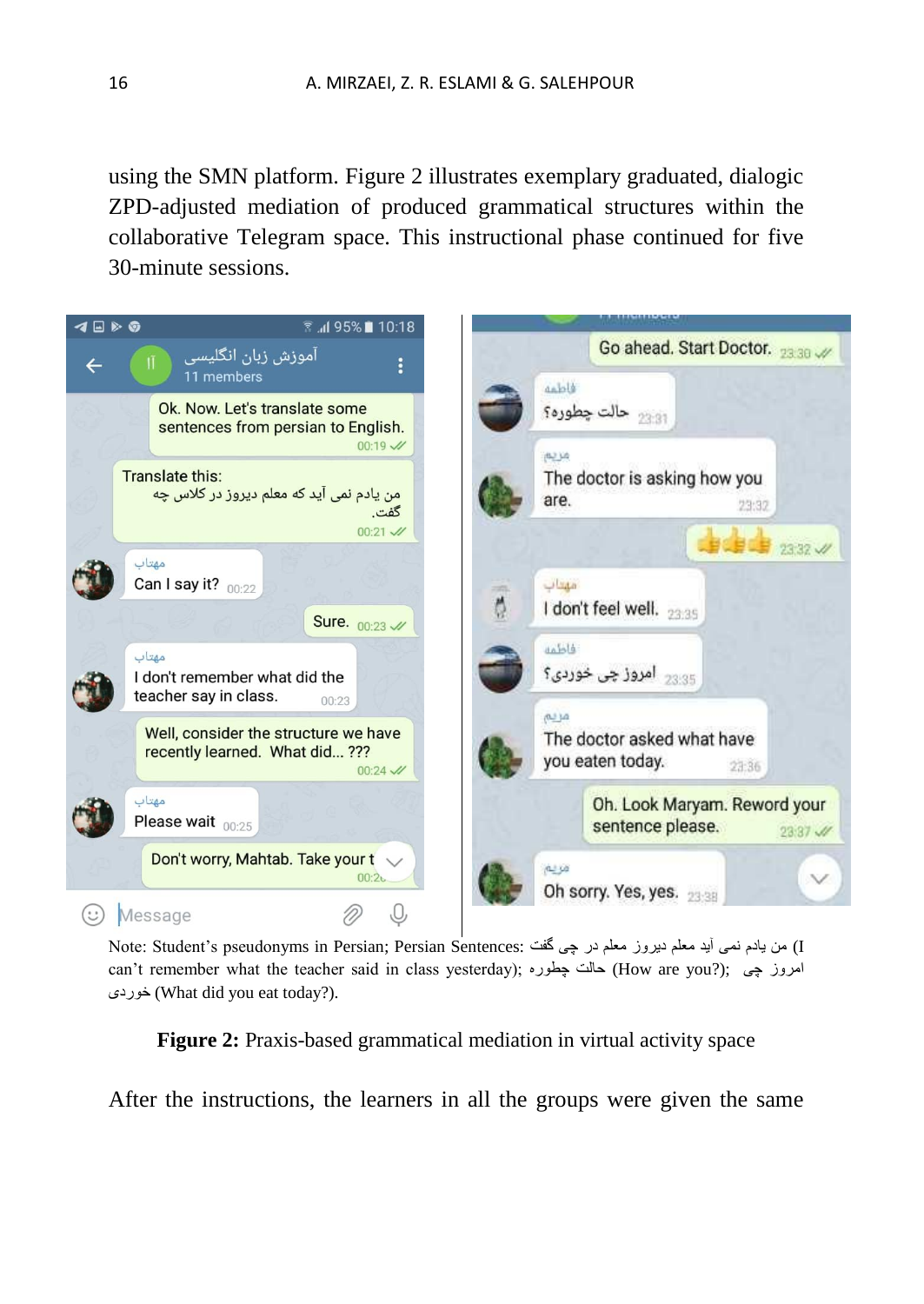using the SMN platform. Figure 2 illustrates exemplary graduated, dialogic ZPD-adjusted mediation of produced grammatical structures within the collaborative Telegram space. This instructional phase continued for five 30-minute sessions.

Note: Student's pseudonyms in Persian; Persian Sentences: من یادم نمی آید معلم دیروز در چی گفت (I can't remember what the teacher said in class yesterday); حالت چطوره (How are you?); امروز چی خوردی (What did you eat today?).

**Figure 2:** Praxis-based grammatical mediation in virtual activity space

After the instructions, the learners in all the groups were given the same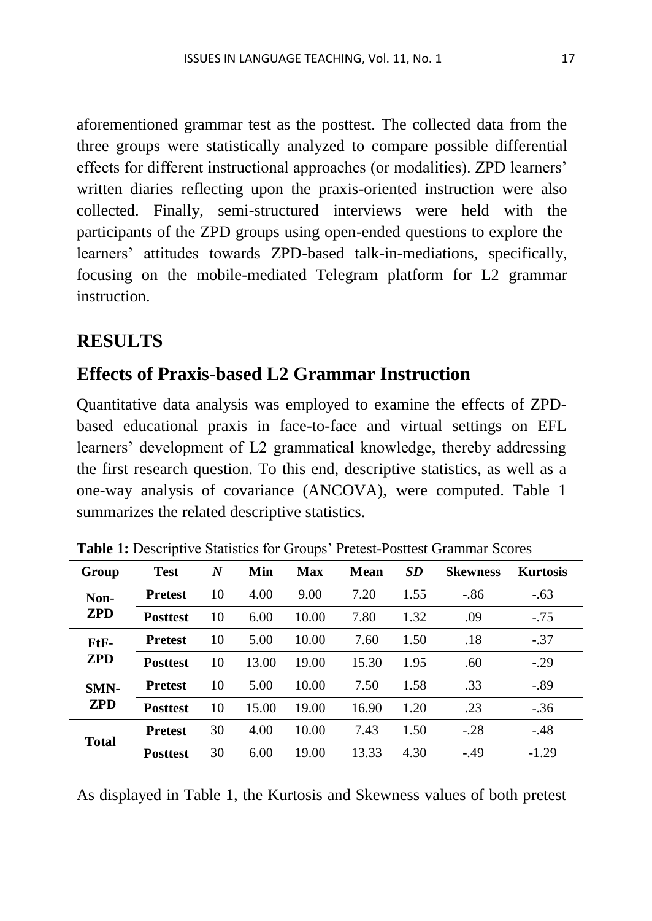aforementioned grammar test as the posttest. The collected data from the three groups were statistically analyzed to compare possible differential effects for different instructional approaches (or modalities). ZPD learners' written diaries reflecting upon the praxis-oriented instruction were also collected. Finally, semi-structured interviews were held with the participants of the ZPD groups using open-ended questions to explore the learners' attitudes towards ZPD-based talk-in-mediations, specifically, focusing on the mobile-mediated Telegram platform for L2 grammar instruction.

## RESULTS

### Effects of Praxis-based L2 Grammar Instruction

Quantitative data analysis was employed to examine the effects of ZPD-based educational praxis in face-to-face and virtual settings on EFL learners' development of L2 grammatical knowledge, thereby addressing the first research question. To this end, descriptive statistics, as well as a one-way analysis of covariance (ANCOVA), were computed. Table 1 summarizes the related descriptive statistics.

**Table 1:** Descriptive Statistics for Groups' Pretest-Posttest Grammar Scores

| Group | Test | *N* | Min | Max | Mean | *SD* | Skewness | Kurtosis |
|---|---|---|---|---|---|---|---|---|
| **Non-ZPD** | **Pretest** | 10 | 4.00 | 9.00 | 7.20 | 1.55 | -.86 | -.63 |
| | **Posttest** | 10 | 6.00 | 10.00 | 7.80 | 1.32 | .09 | -.75 |
| **FtF-ZPD** | **Pretest** | 10 | 5.00 | 10.00 | 7.60 | 1.50 | .18 | -.37 |
| | **Posttest** | 10 | 13.00 | 19.00 | 15.30 | 1.95 | .60 | -.29 |
| **SMN-ZPD** | **Pretest** | 10 | 5.00 | 10.00 | 7.50 | 1.58 | .33 | -.89 |
| | **Posttest** | 10 | 15.00 | 19.00 | 16.90 | 1.20 | .23 | -.36 |
| **Total** | **Pretest** | 30 | 4.00 | 10.00 | 7.43 | 1.50 | -.28 | -.48 |
| | **Posttest** | 30 | 6.00 | 19.00 | 13.33 | 4.30 | -.49 | -1.29 |

As displayed in Table 1, the Kurtosis and Skewness values of both pretest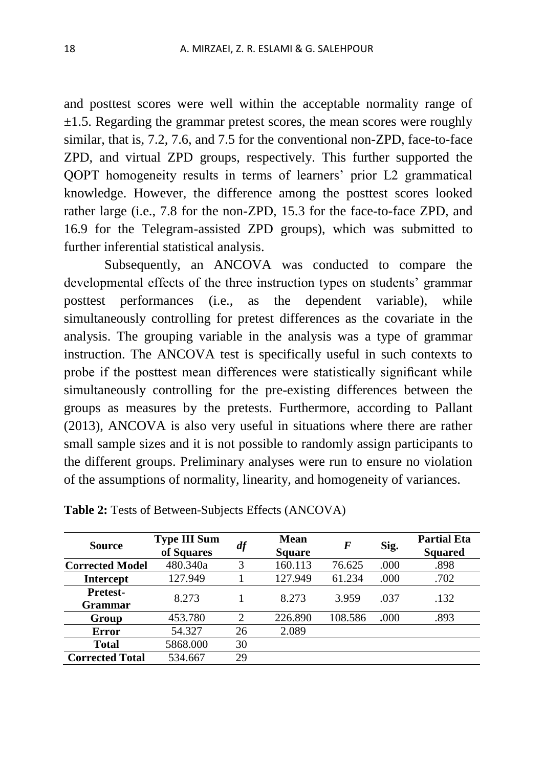and posttest scores were well within the acceptable normality range of ±1.5. Regarding the grammar pretest scores, the mean scores were roughly similar, that is, 7.2, 7.6, and 7.5 for the conventional non-ZPD, face-to-face ZPD, and virtual ZPD groups, respectively. This further supported the QOPT homogeneity results in terms of learners' prior L2 grammatical knowledge. However, the difference among the posttest scores looked rather large (i.e., 7.8 for the non-ZPD, 15.3 for the face-to-face ZPD, and 16.9 for the Telegram-assisted ZPD groups), which was submitted to further inferential statistical analysis.

Subsequently, an ANCOVA was conducted to compare the developmental effects of the three instruction types on students' grammar posttest performances (i.e., as the dependent variable), while simultaneously controlling for pretest differences as the covariate in the analysis. The grouping variable in the analysis was a type of grammar instruction. The ANCOVA test is specifically useful in such contexts to probe if the posttest mean differences were statistically significant while simultaneously controlling for the pre-existing differences between the groups as measures by the pretests. Furthermore, according to Pallant (2013), ANCOVA is also very useful in situations where there are rather small sample sizes and it is not possible to randomly assign participants to the different groups. Preliminary analyses were run to ensure no violation of the assumptions of normality, linearity, and homogeneity of variances.

**Table 2:** Tests of Between-Subjects Effects (ANCOVA)

| Source | Type III Sum of Squares | *df* | Mean Square | *F* | Sig. | Partial Eta Squared |
|---|---|---|---|---|---|---|
| **Corrected Model** | 480.340a | 3 | 160.113 | 76.625 | .000 | .898 |
| **Intercept** | 127.949 | 1 | 127.949 | 61.234 | .000 | .702 |
| **Pretest-Grammar** | 8.273 | 1 | 8.273 | 3.959 | .037 | .132 |
| **Group** | 453.780 | 2 | 226.890 | 108.586 | **.000** | .893 |
| **Error** | 54.327 | 26 | 2.089 | | | |
| **Total** | 5868.000 | 30 | | | | |
| **Corrected Total** | 534.667 | 29 | | | | |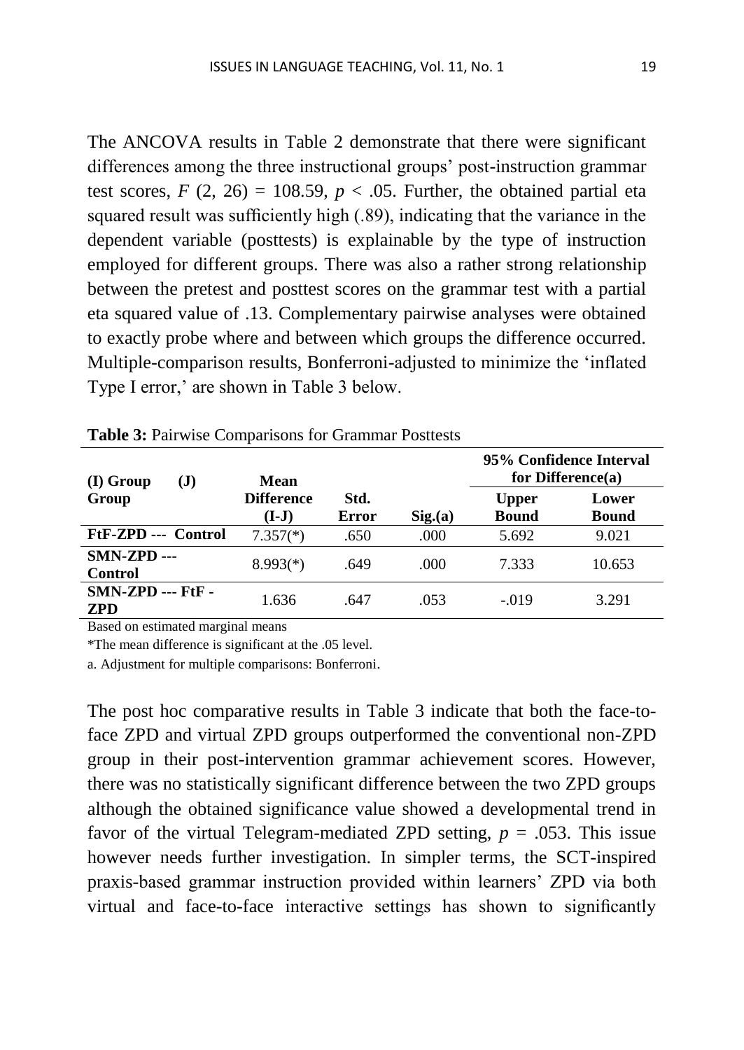The ANCOVA results in Table 2 demonstrate that there were significant differences among the three instructional groups' post-instruction grammar test scores, $F\ (2,\ 26) = 108.59$, $p < .05$. Further, the obtained partial eta squared result was sufficiently high (.89), indicating that the variance in the dependent variable (posttests) is explainable by the type of instruction employed for different groups. There was also a rather strong relationship between the pretest and posttest scores on the grammar test with a partial eta squared value of .13. Complementary pairwise analyses were obtained to exactly probe where and between which groups the difference occurred. Multiple-comparison results, Bonferroni-adjusted to minimize the 'inflated Type I error,' are shown in Table 3 below.

**Table 3:** Pairwise Comparisons for Grammar Posttests

| (I) Group (J) Group | Mean Difference (I-J) | Std. Error | Sig.(a) | 95% Confidence Interval for Difference(a) | |
|---|---|---|---|---|---|
| | | | | Upper Bound | Lower Bound |
| **FtF-ZPD --- Control** | 7.357(*) | .650 | .000 | 5.692 | 9.021 |
| **SMN-ZPD --- Control** | 8.993(*) | .649 | .000 | 7.333 | 10.653 |
| **SMN-ZPD --- FtF - ZPD** | 1.636 | .647 | .053 | -.019 | 3.291 |

Based on estimated marginal means

*The mean difference is significant at the .05 level.

a. Adjustment for multiple comparisons: Bonferroni.

The post hoc comparative results in Table 3 indicate that both the face-to-face ZPD and virtual ZPD groups outperformed the conventional non-ZPD group in their post-intervention grammar achievement scores. However, there was no statistically significant difference between the two ZPD groups although the obtained significance value showed a developmental trend in favor of the virtual Telegram-mediated ZPD setting, $p = .053$. This issue however needs further investigation. In simpler terms, the SCT-inspired praxis-based grammar instruction provided within learners' ZPD via both virtual and face-to-face interactive settings has shown to significantly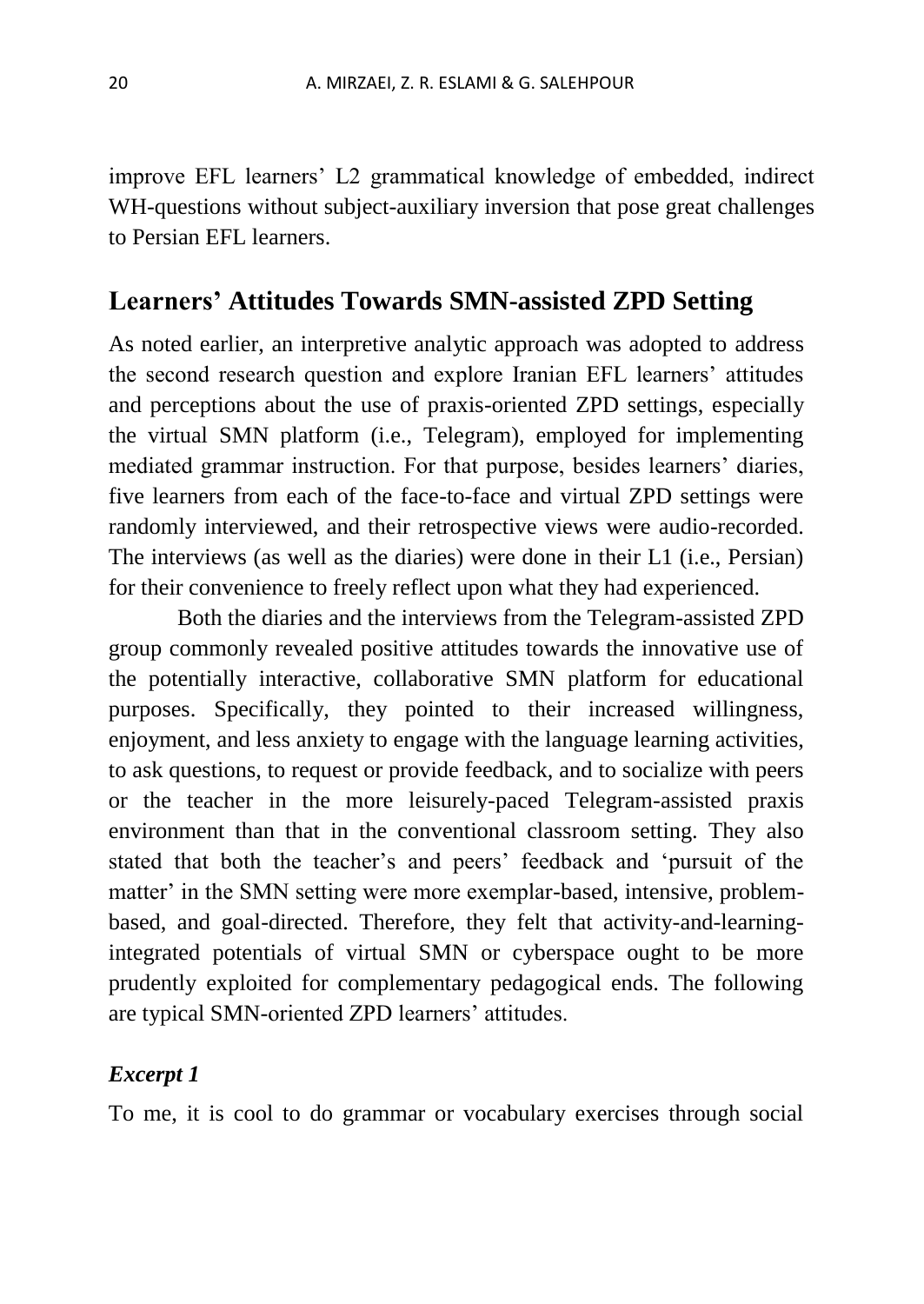improve EFL learners' L2 grammatical knowledge of embedded, indirect WH-questions without subject-auxiliary inversion that pose great challenges to Persian EFL learners.

## Learners' Attitudes Towards SMN-assisted ZPD Setting

As noted earlier, an interpretive analytic approach was adopted to address the second research question and explore Iranian EFL learners' attitudes and perceptions about the use of praxis-oriented ZPD settings, especially the virtual SMN platform (i.e., Telegram), employed for implementing mediated grammar instruction. For that purpose, besides learners' diaries, five learners from each of the face-to-face and virtual ZPD settings were randomly interviewed, and their retrospective views were audio-recorded. The interviews (as well as the diaries) were done in their L1 (i.e., Persian) for their convenience to freely reflect upon what they had experienced.

Both the diaries and the interviews from the Telegram-assisted ZPD group commonly revealed positive attitudes towards the innovative use of the potentially interactive, collaborative SMN platform for educational purposes. Specifically, they pointed to their increased willingness, enjoyment, and less anxiety to engage with the language learning activities, to ask questions, to request or provide feedback, and to socialize with peers or the teacher in the more leisurely-paced Telegram-assisted praxis environment than that in the conventional classroom setting. They also stated that both the teacher's and peers' feedback and 'pursuit of the matter' in the SMN setting were more exemplar-based, intensive, problem-based, and goal-directed. Therefore, they felt that activity-and-learning-integrated potentials of virtual SMN or cyberspace ought to be more prudently exploited for complementary pedagogical ends. The following are typical SMN-oriented ZPD learners' attitudes.

### *Excerpt 1*

To me, it is cool to do grammar or vocabulary exercises through social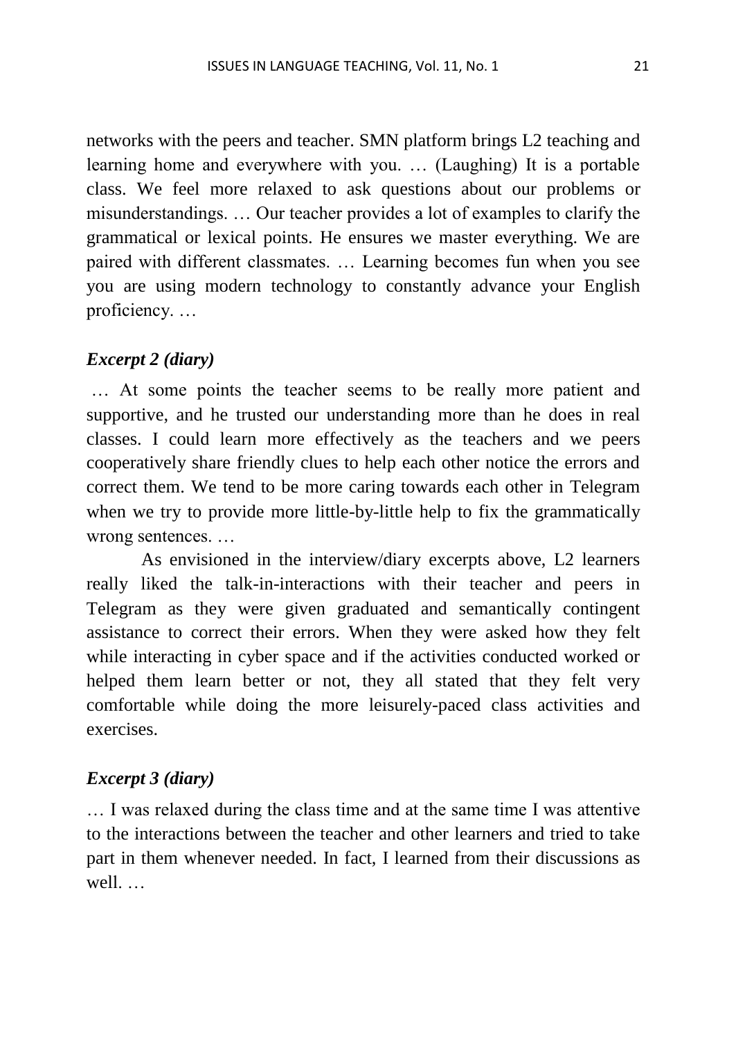networks with the peers and teacher. SMN platform brings L2 teaching and learning home and everywhere with you. … (Laughing) It is a portable class. We feel more relaxed to ask questions about our problems or misunderstandings. … Our teacher provides a lot of examples to clarify the grammatical or lexical points. He ensures we master everything. We are paired with different classmates. … Learning becomes fun when you see you are using modern technology to constantly advance your English proficiency. …

### *Excerpt 2 (diary)*

… At some points the teacher seems to be really more patient and supportive, and he trusted our understanding more than he does in real classes. I could learn more effectively as the teachers and we peers cooperatively share friendly clues to help each other notice the errors and correct them. We tend to be more caring towards each other in Telegram when we try to provide more little-by-little help to fix the grammatically wrong sentences. …

As envisioned in the interview/diary excerpts above, L2 learners really liked the talk-in-interactions with their teacher and peers in Telegram as they were given graduated and semantically contingent assistance to correct their errors. When they were asked how they felt while interacting in cyber space and if the activities conducted worked or helped them learn better or not, they all stated that they felt very comfortable while doing the more leisurely-paced class activities and exercises.

### *Excerpt 3 (diary)*

… I was relaxed during the class time and at the same time I was attentive to the interactions between the teacher and other learners and tried to take part in them whenever needed. In fact, I learned from their discussions as well. …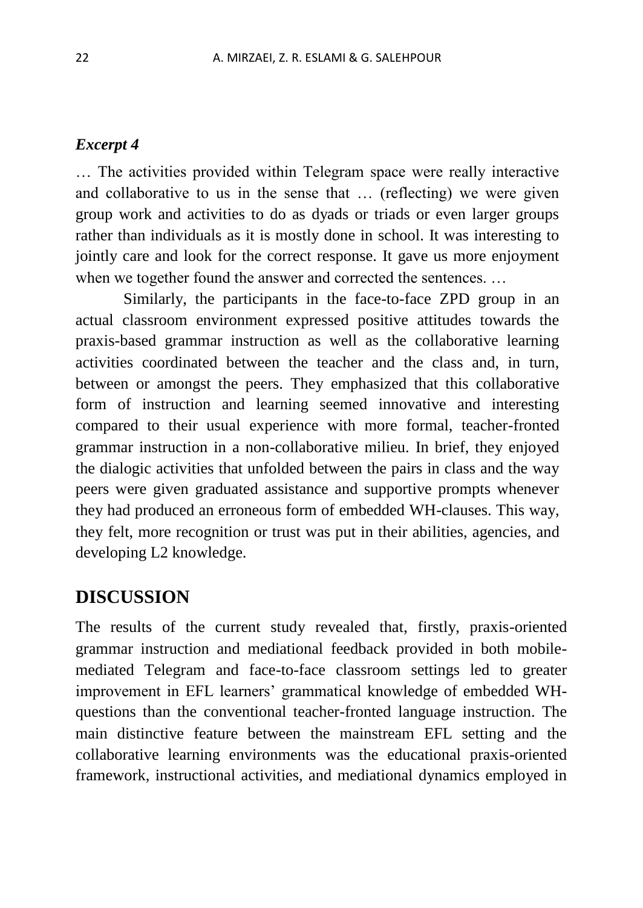### *Excerpt 4*

… The activities provided within Telegram space were really interactive and collaborative to us in the sense that … (reflecting) we were given group work and activities to do as dyads or triads or even larger groups rather than individuals as it is mostly done in school. It was interesting to jointly care and look for the correct response. It gave us more enjoyment when we together found the answer and corrected the sentences. …

Similarly, the participants in the face-to-face ZPD group in an actual classroom environment expressed positive attitudes towards the praxis-based grammar instruction as well as the collaborative learning activities coordinated between the teacher and the class and, in turn, between or amongst the peers. They emphasized that this collaborative form of instruction and learning seemed innovative and interesting compared to their usual experience with more formal, teacher-fronted grammar instruction in a non-collaborative milieu. In brief, they enjoyed the dialogic activities that unfolded between the pairs in class and the way peers were given graduated assistance and supportive prompts whenever they had produced an erroneous form of embedded WH-clauses. This way, they felt, more recognition or trust was put in their abilities, agencies, and developing L2 knowledge.

## DISCUSSION

The results of the current study revealed that, firstly, praxis-oriented grammar instruction and mediational feedback provided in both mobile-mediated Telegram and face-to-face classroom settings led to greater improvement in EFL learners' grammatical knowledge of embedded WH-questions than the conventional teacher-fronted language instruction. The main distinctive feature between the mainstream EFL setting and the collaborative learning environments was the educational praxis-oriented framework, instructional activities, and mediational dynamics employed in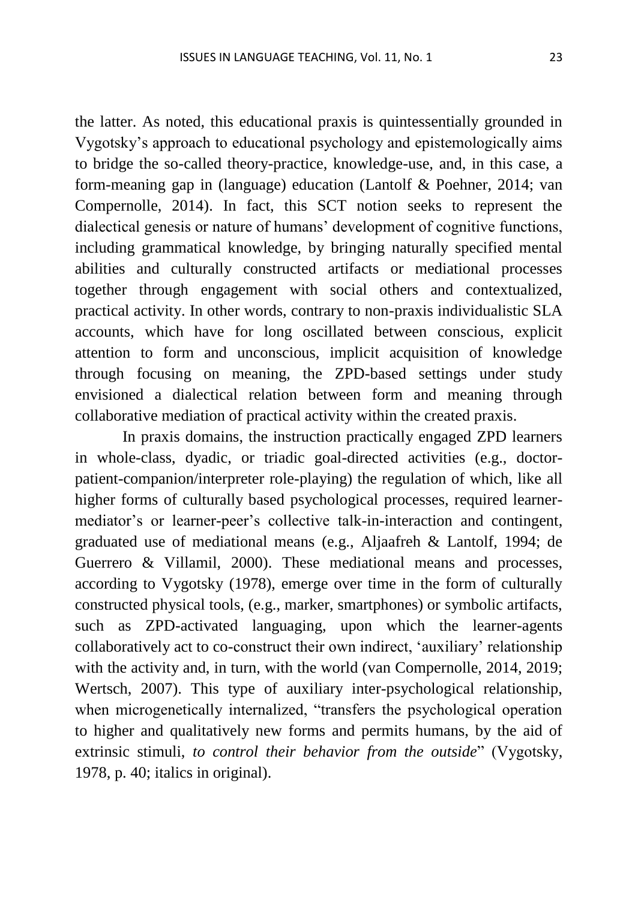the latter. As noted, this educational praxis is quintessentially grounded in Vygotsky's approach to educational psychology and epistemologically aims to bridge the so-called theory-practice, knowledge-use, and, in this case, a form-meaning gap in (language) education (Lantolf & Poehner, 2014; van Compernolle, 2014). In fact, this SCT notion seeks to represent the dialectical genesis or nature of humans' development of cognitive functions, including grammatical knowledge, by bringing naturally specified mental abilities and culturally constructed artifacts or mediational processes together through engagement with social others and contextualized, practical activity. In other words, contrary to non-praxis individualistic SLA accounts, which have for long oscillated between conscious, explicit attention to form and unconscious, implicit acquisition of knowledge through focusing on meaning, the ZPD-based settings under study envisioned a dialectical relation between form and meaning through collaborative mediation of practical activity within the created praxis.

In praxis domains, the instruction practically engaged ZPD learners in whole-class, dyadic, or triadic goal-directed activities (e.g., doctor-patient-companion/interpreter role-playing) the regulation of which, like all higher forms of culturally based psychological processes, required learner-mediator's or learner-peer's collective talk-in-interaction and contingent, graduated use of mediational means (e.g., Aljaafreh & Lantolf, 1994; de Guerrero & Villamil, 2000). These mediational means and processes, according to Vygotsky (1978), emerge over time in the form of culturally constructed physical tools, (e.g., marker, smartphones) or symbolic artifacts, such as ZPD-activated languaging, upon which the learner-agents collaboratively act to co-construct their own indirect, 'auxiliary' relationship with the activity and, in turn, with the world (van Compernolle, 2014, 2019; Wertsch, 2007). This type of auxiliary inter-psychological relationship, when microgenetically internalized, "transfers the psychological operation to higher and qualitatively new forms and permits humans, by the aid of extrinsic stimuli, *to control their behavior from the outside*" (Vygotsky, 1978, p. 40; italics in original).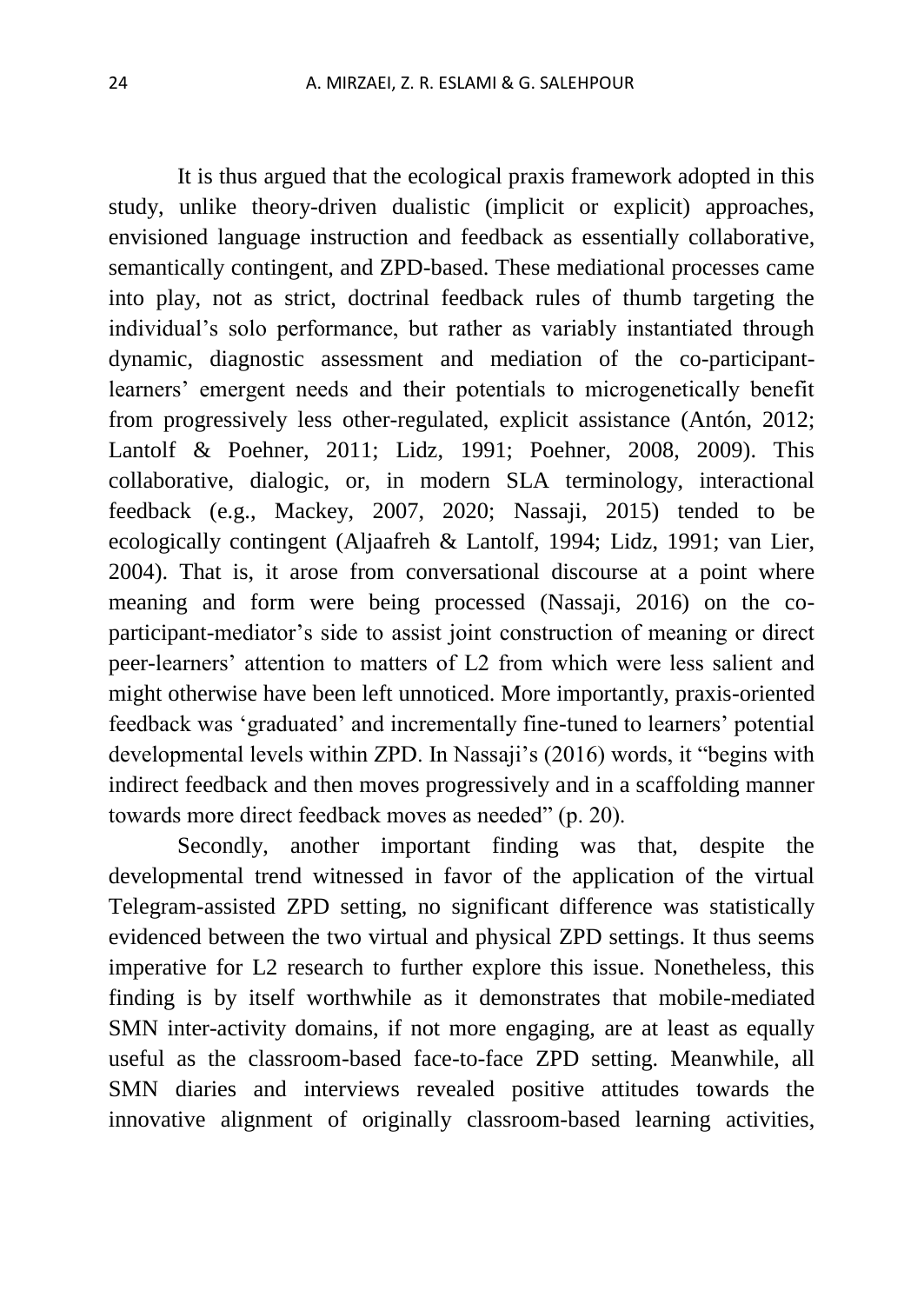It is thus argued that the ecological praxis framework adopted in this study, unlike theory-driven dualistic (implicit or explicit) approaches, envisioned language instruction and feedback as essentially collaborative, semantically contingent, and ZPD-based. These mediational processes came into play, not as strict, doctrinal feedback rules of thumb targeting the individual's solo performance, but rather as variably instantiated through dynamic, diagnostic assessment and mediation of the co-participant-learners' emergent needs and their potentials to microgenetically benefit from progressively less other-regulated, explicit assistance (Antón, 2012; Lantolf & Poehner, 2011; Lidz, 1991; Poehner, 2008, 2009). This collaborative, dialogic, or, in modern SLA terminology, interactional feedback (e.g., Mackey, 2007, 2020; Nassaji, 2015) tended to be ecologically contingent (Aljaafreh & Lantolf, 1994; Lidz, 1991; van Lier, 2004). That is, it arose from conversational discourse at a point where meaning and form were being processed (Nassaji, 2016) on the co-participant-mediator's side to assist joint construction of meaning or direct peer-learners' attention to matters of L2 from which were less salient and might otherwise have been left unnoticed. More importantly, praxis-oriented feedback was 'graduated' and incrementally fine-tuned to learners' potential developmental levels within ZPD. In Nassaji's (2016) words, it "begins with indirect feedback and then moves progressively and in a scaffolding manner towards more direct feedback moves as needed" (p. 20).

Secondly, another important finding was that, despite the developmental trend witnessed in favor of the application of the virtual Telegram-assisted ZPD setting, no significant difference was statistically evidenced between the two virtual and physical ZPD settings. It thus seems imperative for L2 research to further explore this issue. Nonetheless, this finding is by itself worthwhile as it demonstrates that mobile-mediated SMN inter-activity domains, if not more engaging, are at least as equally useful as the classroom-based face-to-face ZPD setting. Meanwhile, all SMN diaries and interviews revealed positive attitudes towards the innovative alignment of originally classroom-based learning activities,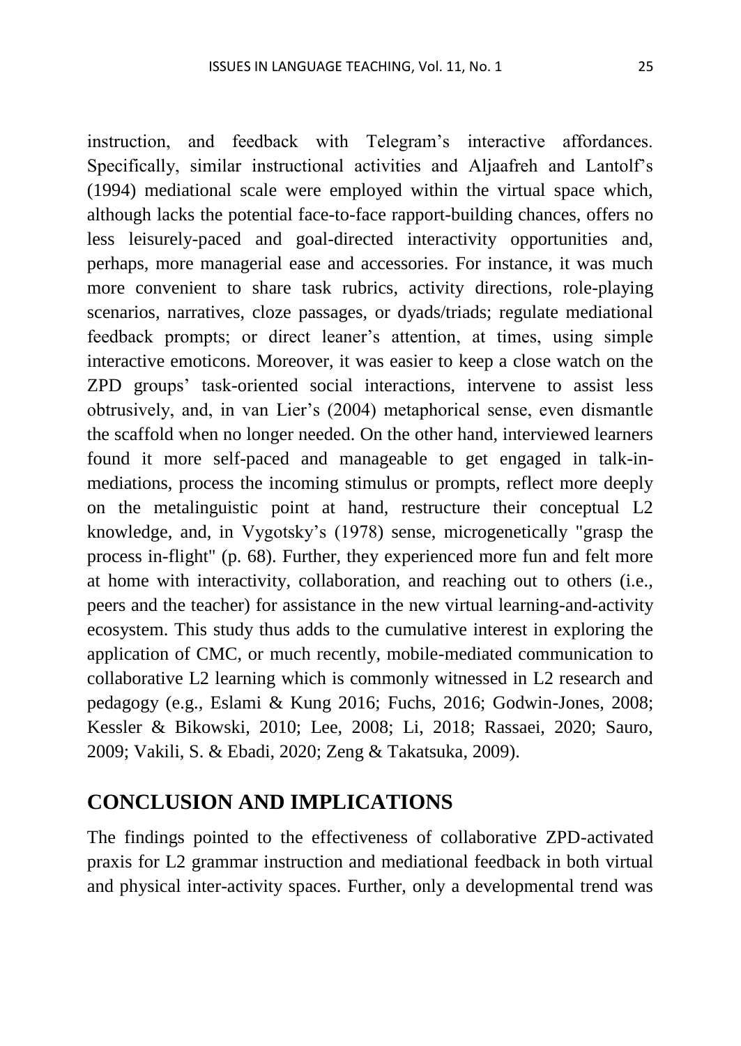instruction, and feedback with Telegram's interactive affordances. Specifically, similar instructional activities and Aljaafreh and Lantolf's (1994) mediational scale were employed within the virtual space which, although lacks the potential face-to-face rapport-building chances, offers no less leisurely-paced and goal-directed interactivity opportunities and, perhaps, more managerial ease and accessories. For instance, it was much more convenient to share task rubrics, activity directions, role-playing scenarios, narratives, cloze passages, or dyads/triads; regulate mediational feedback prompts; or direct leaner's attention, at times, using simple interactive emoticons. Moreover, it was easier to keep a close watch on the ZPD groups' task-oriented social interactions, intervene to assist less obtrusively, and, in van Lier's (2004) metaphorical sense, even dismantle the scaffold when no longer needed. On the other hand, interviewed learners found it more self-paced and manageable to get engaged in talk-in-mediations, process the incoming stimulus or prompts, reflect more deeply on the metalinguistic point at hand, restructure their conceptual L2 knowledge, and, in Vygotsky's (1978) sense, microgenetically "grasp the process in-flight" (p. 68). Further, they experienced more fun and felt more at home with interactivity, collaboration, and reaching out to others (i.e., peers and the teacher) for assistance in the new virtual learning-and-activity ecosystem. This study thus adds to the cumulative interest in exploring the application of CMC, or much recently, mobile-mediated communication to collaborative L2 learning which is commonly witnessed in L2 research and pedagogy (e.g., Eslami & Kung 2016; Fuchs, 2016; Godwin-Jones, 2008; Kessler & Bikowski, 2010; Lee, 2008; Li, 2018; Rassaei, 2020; Sauro, 2009; Vakili, S. & Ebadi, 2020; Zeng & Takatsuka, 2009).

## CONCLUSION AND IMPLICATIONS

The findings pointed to the effectiveness of collaborative ZPD-activated praxis for L2 grammar instruction and mediational feedback in both virtual and physical inter-activity spaces. Further, only a developmental trend was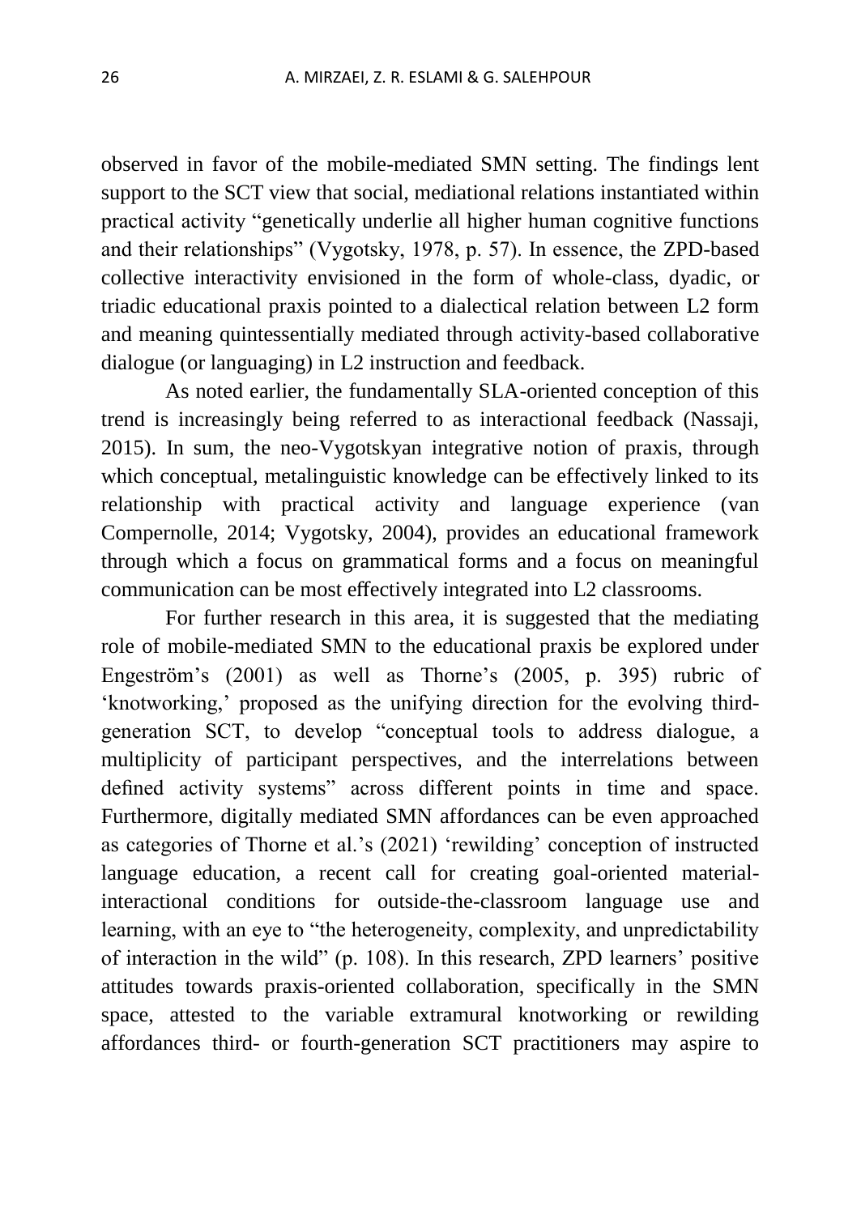observed in favor of the mobile-mediated SMN setting. The findings lent support to the SCT view that social, mediational relations instantiated within practical activity "genetically underlie all higher human cognitive functions and their relationships" (Vygotsky, 1978, p. 57). In essence, the ZPD-based collective interactivity envisioned in the form of whole-class, dyadic, or triadic educational praxis pointed to a dialectical relation between L2 form and meaning quintessentially mediated through activity-based collaborative dialogue (or languaging) in L2 instruction and feedback.

As noted earlier, the fundamentally SLA-oriented conception of this trend is increasingly being referred to as interactional feedback (Nassaji, 2015). In sum, the neo-Vygotskyan integrative notion of praxis, through which conceptual, metalinguistic knowledge can be effectively linked to its relationship with practical activity and language experience (van Compernolle, 2014; Vygotsky, 2004), provides an educational framework through which a focus on grammatical forms and a focus on meaningful communication can be most effectively integrated into L2 classrooms.

For further research in this area, it is suggested that the mediating role of mobile-mediated SMN to the educational praxis be explored under Engeström's (2001) as well as Thorne's (2005, p. 395) rubric of 'knotworking,' proposed as the unifying direction for the evolving third-generation SCT, to develop "conceptual tools to address dialogue, a multiplicity of participant perspectives, and the interrelations between defined activity systems" across different points in time and space. Furthermore, digitally mediated SMN affordances can be even approached as categories of Thorne et al.'s (2021) 'rewilding' conception of instructed language education, a recent call for creating goal-oriented material-interactional conditions for outside-the-classroom language use and learning, with an eye to "the heterogeneity, complexity, and unpredictability of interaction in the wild" (p. 108). In this research, ZPD learners' positive attitudes towards praxis-oriented collaboration, specifically in the SMN space, attested to the variable extramural knotworking or rewilding affordances third- or fourth-generation SCT practitioners may aspire to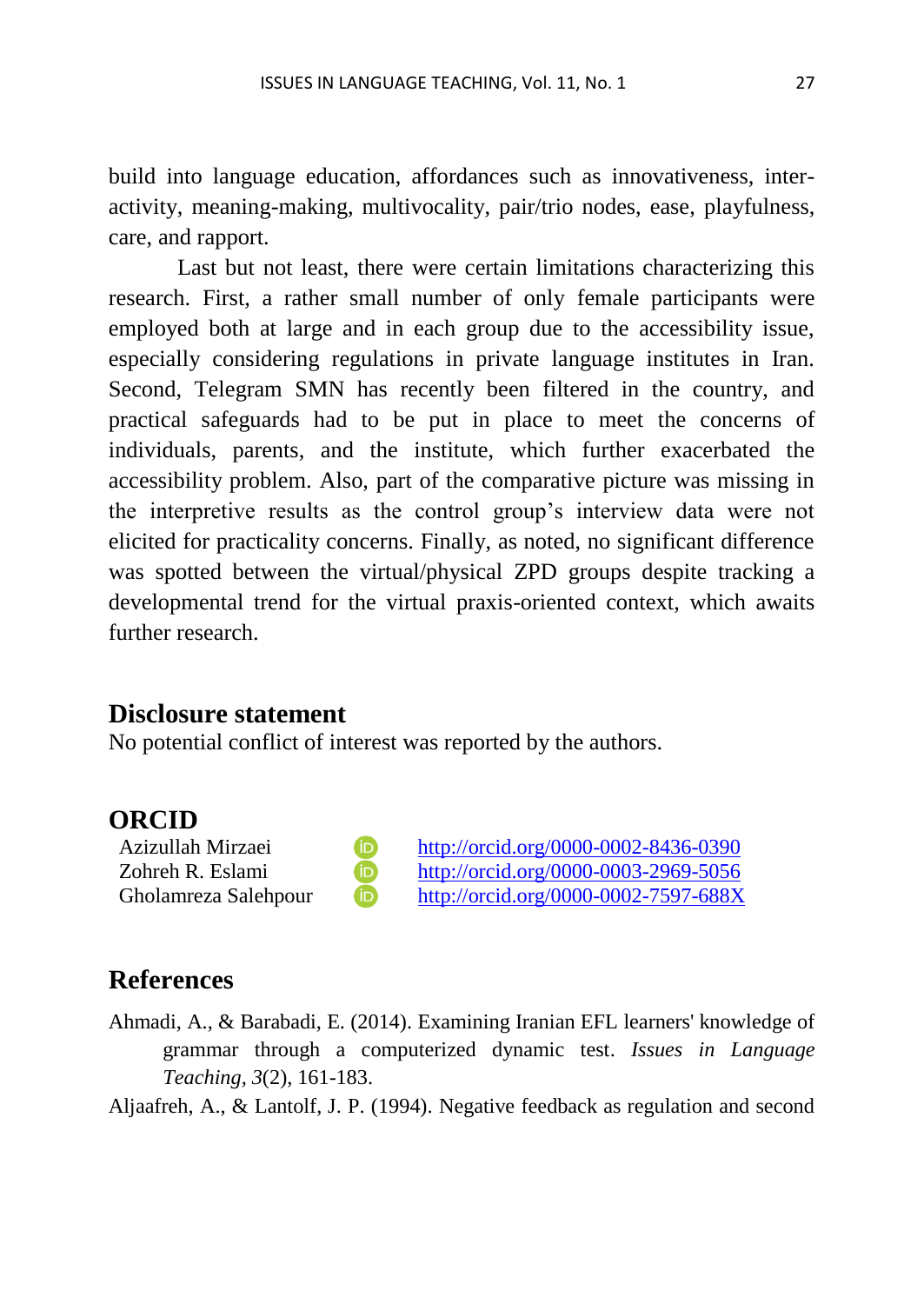build into language education, affordances such as innovativeness, interactivity, meaning-making, multivocality, pair/trio nodes, ease, playfulness, care, and rapport.

Last but not least, there were certain limitations characterizing this research. First, a rather small number of only female participants were employed both at large and in each group due to the accessibility issue, especially considering regulations in private language institutes in Iran. Second, Telegram SMN has recently been filtered in the country, and practical safeguards had to be put in place to meet the concerns of individuals, parents, and the institute, which further exacerbated the accessibility problem. Also, part of the comparative picture was missing in the interpretive results as the control group's interview data were not elicited for practicality concerns. Finally, as noted, no significant difference was spotted between the virtual/physical ZPD groups despite tracking a developmental trend for the virtual praxis-oriented context, which awaits further research.

## Disclosure statement

No potential conflict of interest was reported by the authors.

## ORCID

Azizullah Mirzaei http://orcid.org/0000-0002-8436-0390
Zohreh R. Eslami http://orcid.org/0000-0003-2969-5056
Gholamreza Salehpour http://orcid.org/0000-0002-7597-688X

## References

Ahmadi, A., & Barabadi, E. (2014). Examining Iranian EFL learners' knowledge of grammar through a computerized dynamic test. *Issues in Language Teaching*, *3*(2), 161-183.

Aljaafreh, A., & Lantolf, J. P. (1994). Negative feedback as regulation and second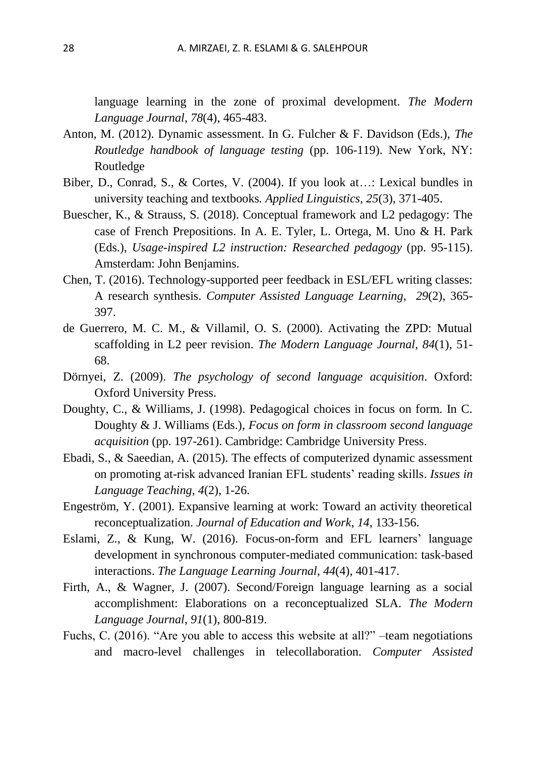language learning in the zone of proximal development. *The Modern Language Journal*, *78*(4), 465-483.

Anton, M. (2012). Dynamic assessment. In G. Fulcher & F. Davidson (Eds.), *The Routledge handbook of language testing* (pp. 106-119). New York, NY: Routledge

Biber, D., Conrad, S., & Cortes, V. (2004). If you look at…: Lexical bundles in university teaching and textbooks. *Applied Linguistics*, *25*(3), 371-405.

Buescher, K., & Strauss, S. (2018). Conceptual framework and L2 pedagogy: The case of French Prepositions. In A. E. Tyler, L. Ortega, M. Uno & H. Park (Eds.), *Usage-inspired L2 instruction: Researched pedagogy* (pp. 95-115). Amsterdam: John Benjamins.

Chen, T. (2016). Technology-supported peer feedback in ESL/EFL writing classes: A research synthesis. *Computer Assisted Language Learning, 29*(2), 365-397.

de Guerrero, M. C. M., & Villamil, O. S. (2000). Activating the ZPD: Mutual scaffolding in L2 peer revision. *The Modern Language Journal*, *84*(1), 51-68.

Dörnyei, Z. (2009). *The psychology of second language acquisition*. Oxford: Oxford University Press.

Doughty, C., & Williams, J. (1998). Pedagogical choices in focus on form. In C. Doughty & J. Williams (Eds.), *Focus on form in classroom second language acquisition* (pp. 197-261). Cambridge: Cambridge University Press.

Ebadi, S., & Saeedian, A. (2015). The effects of computerized dynamic assessment on promoting at-risk advanced Iranian EFL students' reading skills. *Issues in Language Teaching*, *4*(2), 1-26.

Engeström, Y. (2001). Expansive learning at work: Toward an activity theoretical reconceptualization. *Journal of Education and Work*, *14*, 133-156.

Eslami, Z., & Kung, W. (2016). Focus-on-form and EFL learners' language development in synchronous computer-mediated communication: task-based interactions. *The Language Learning Journal*, *44*(4), 401-417.

Firth, A., & Wagner, J. (2007). Second/Foreign language learning as a social accomplishment: Elaborations on a reconceptualized SLA. *The Modern Language Journal*, *91*(1), 800-819.

Fuchs, C. (2016). "Are you able to access this website at all?" –team negotiations and macro-level challenges in telecollaboration. *Computer Assisted*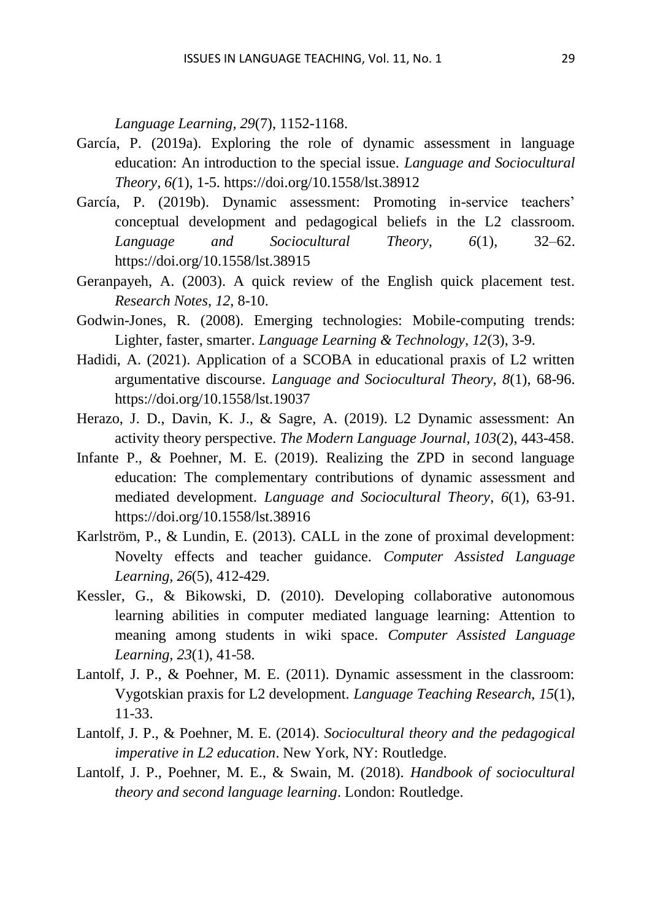*Language Learning, 29*(7), 1152-1168.

García, P. (2019a). Exploring the role of dynamic assessment in language education: An introduction to the special issue. *Language and Sociocultural Theory, 6(*1), 1-5. https://doi.org/10.1558/lst.38912

García, P. (2019b). Dynamic assessment: Promoting in-service teachers' conceptual development and pedagogical beliefs in the L2 classroom. *Language and Sociocultural Theory, 6*(1), 32–62. https://doi.org/10.1558/lst.38915

Geranpayeh, A. (2003). A quick review of the English quick placement test. *Research Notes*, *12*, 8-10.

Godwin-Jones, R. (2008). Emerging technologies: Mobile-computing trends: Lighter, faster, smarter. *Language Learning & Technology*, *12*(3), 3-9.

Hadidi, A. (2021). Application of a SCOBA in educational praxis of L2 written argumentative discourse. *Language and Sociocultural Theory, 8*(1), 68-96. https://doi.org/10.1558/lst.19037

Herazo, J. D., Davin, K. J., & Sagre, A. (2019). L2 Dynamic assessment: An activity theory perspective. *The Modern Language Journal*, *103*(2), 443-458.

Infante P., & Poehner, M. E. (2019). Realizing the ZPD in second language education: The complementary contributions of dynamic assessment and mediated development. *Language and Sociocultural Theory*, *6*(1), 63-91. https://doi.org/10.1558/lst.38916

Karlström, P., & Lundin, E. (2013). CALL in the zone of proximal development: Novelty effects and teacher guidance. *Computer Assisted Language Learning, 26*(5), 412-429.

Kessler, G., & Bikowski, D. (2010). Developing collaborative autonomous learning abilities in computer mediated language learning: Attention to meaning among students in wiki space. *Computer Assisted Language Learning, 23*(1), 41-58.

Lantolf, J. P., & Poehner, M. E. (2011). Dynamic assessment in the classroom: Vygotskian praxis for L2 development. *Language Teaching Research*, *15*(1), 11-33.

Lantolf, J. P., & Poehner, M. E. (2014). *Sociocultural theory and the pedagogical imperative in L2 education*. New York, NY: Routledge.

Lantolf, J. P., Poehner, M. E., & Swain, M. (2018). *Handbook of sociocultural theory and second language learning*. London: Routledge.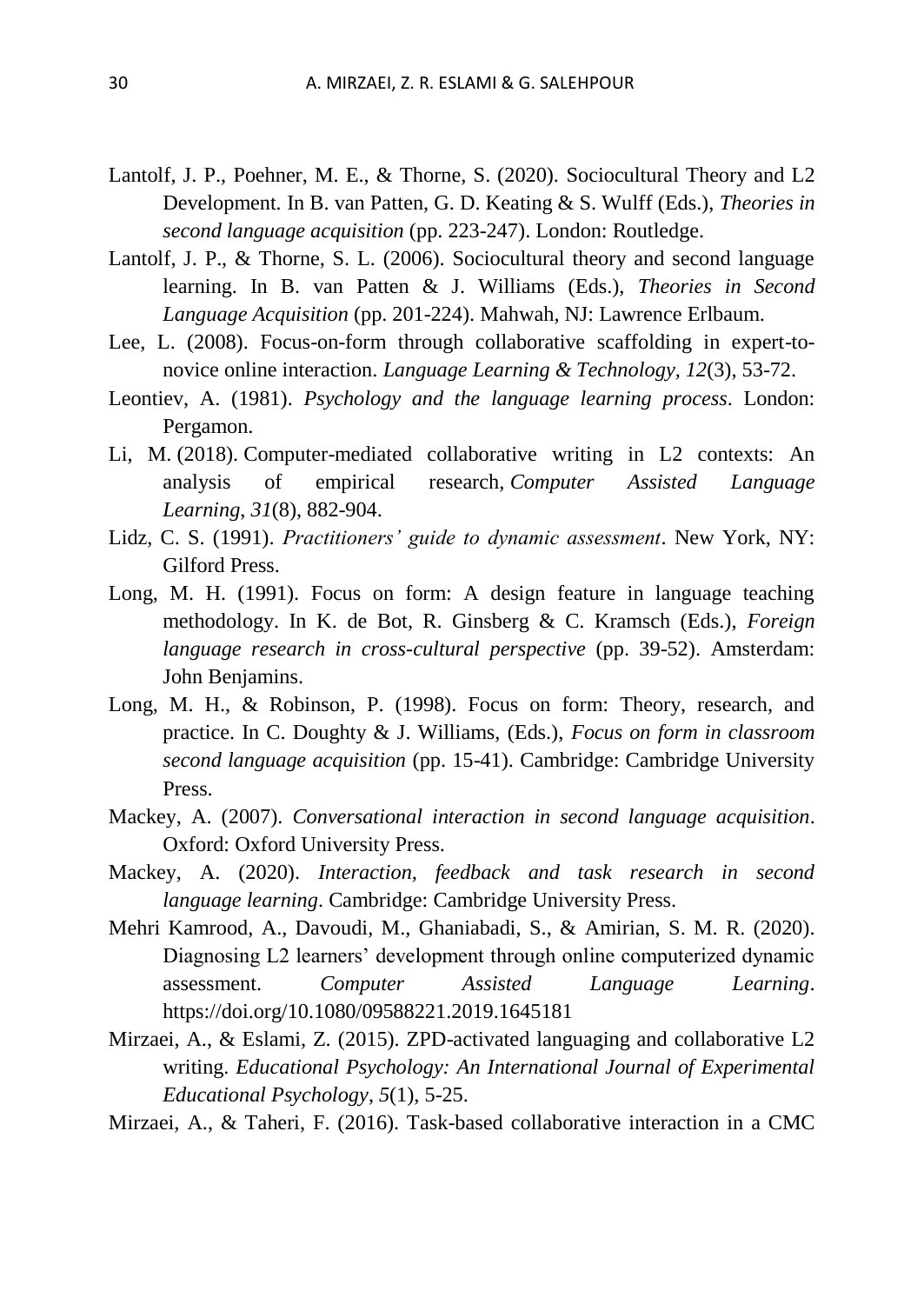Lantolf, J. P., Poehner, M. E., & Thorne, S. (2020). Sociocultural Theory and L2 Development. In B. van Patten, G. D. Keating & S. Wulff (Eds.), *Theories in second language acquisition* (pp. 223-247). London: Routledge.

Lantolf, J. P., & Thorne, S. L. (2006). Sociocultural theory and second language learning. In B. van Patten & J. Williams (Eds.), *Theories in Second Language Acquisition* (pp. 201-224). Mahwah, NJ: Lawrence Erlbaum.

Lee, L. (2008). Focus-on-form through collaborative scaffolding in expert-to-novice online interaction. *Language Learning & Technology, 12*(3), 53-72.

Leontiev, A. (1981). *Psychology and the language learning process*. London: Pergamon.

Li, M. (2018). Computer-mediated collaborative writing in L2 contexts: An analysis of empirical research, *Computer Assisted Language Learning, 31*(8), 882-904.

Lidz, C. S. (1991). *Practitioners' guide to dynamic assessment*. New York, NY: Gilford Press.

Long, M. H. (1991). Focus on form: A design feature in language teaching methodology. In K. de Bot, R. Ginsberg & C. Kramsch (Eds.), *Foreign language research in cross-cultural perspective* (pp. 39-52). Amsterdam: John Benjamins.

Long, M. H., & Robinson, P. (1998). Focus on form: Theory, research, and practice. In C. Doughty & J. Williams, (Eds.), *Focus on form in classroom second language acquisition* (pp. 15-41). Cambridge: Cambridge University Press.

Mackey, A. (2007). *Conversational interaction in second language acquisition*. Oxford: Oxford University Press.

Mackey, A. (2020). *Interaction, feedback and task research in second language learning*. Cambridge: Cambridge University Press.

Mehri Kamrood, A., Davoudi, M., Ghaniabadi, S., & Amirian, S. M. R. (2020). Diagnosing L2 learners' development through online computerized dynamic assessment. *Computer Assisted Language Learning*. https://doi.org/10.1080/09588221.2019.1645181

Mirzaei, A., & Eslami, Z. (2015). ZPD-activated languaging and collaborative L2 writing. *Educational Psychology: An International Journal of Experimental Educational Psychology*, *5*(1), 5-25.

Mirzaei, A., & Taheri, F. (2016). Task-based collaborative interaction in a CMC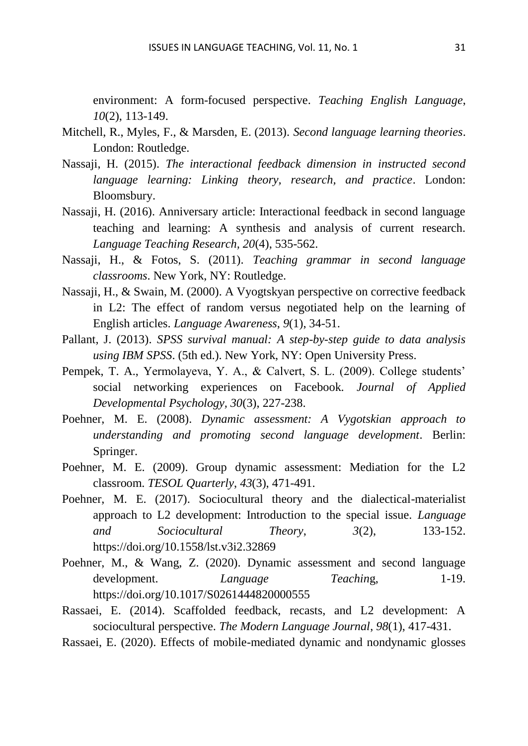environment: A form-focused perspective. *Teaching English Language*, *10*(2), 113-149.

Mitchell, R., Myles, F., & Marsden, E. (2013). *Second language learning theories*. London: Routledge.

Nassaji, H. (2015). *The interactional feedback dimension in instructed second language learning: Linking theory, research, and practice*. London: Bloomsbury.

Nassaji, H. (2016). Anniversary article: Interactional feedback in second language teaching and learning: A synthesis and analysis of current research. *Language Teaching Research, 20*(4), 535-562.

Nassaji, H., & Fotos, S. (2011). *Teaching grammar in second language classrooms*. New York, NY: Routledge.

Nassaji, H., & Swain, M. (2000). A Vyogtskyan perspective on corrective feedback in L2: The effect of random versus negotiated help on the learning of English articles. *Language Awareness, 9*(1), 34-51.

Pallant, J. (2013). *SPSS survival manual: A step-by-step guide to data analysis using IBM SPSS*. (5th ed.). New York, NY: Open University Press.

Pempek, T. A., Yermolayeva, Y. A., & Calvert, S. L. (2009). College students' social networking experiences on Facebook. *Journal of Applied Developmental Psychology, 30*(3), 227-238.

Poehner, M. E. (2008). *Dynamic assessment: A Vygotskian approach to understanding and promoting second language development*. Berlin: Springer.

Poehner, M. E. (2009). Group dynamic assessment: Mediation for the L2 classroom. *TESOL Quarterly*, *43*(3), 471-491.

Poehner, M. E. (2017). Sociocultural theory and the dialectical-materialist approach to L2 development: Introduction to the special issue. *Language and Sociocultural Theory*, *3*(2), 133-152. https://doi.org/10.1558/lst.v3i2.32869

Poehner, M., & Wang, Z. (2020). Dynamic assessment and second language development. *Language Teaching*, 1-19. https://doi.org/10.1017/S0261444820000555

Rassaei, E. (2014). Scaffolded feedback, recasts, and L2 development: A sociocultural perspective. *The Modern Language Journal*, *98*(1), 417-431.

Rassaei, E. (2020). Effects of mobile-mediated dynamic and nondynamic glosses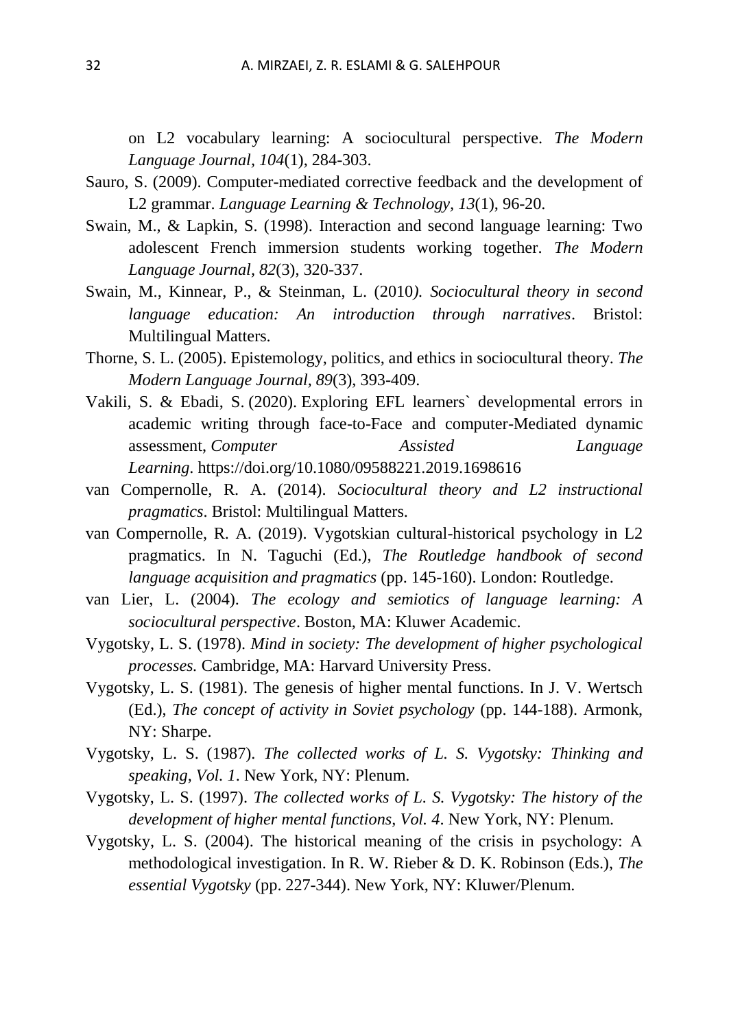on L2 vocabulary learning: A sociocultural perspective. *The Modern Language Journal*, *104*(1), 284-303.

Sauro, S. (2009). Computer-mediated corrective feedback and the development of L2 grammar. *Language Learning & Technology*, *13*(1), 96-20.

Swain, M., & Lapkin, S. (1998). Interaction and second language learning: Two adolescent French immersion students working together. *The Modern Language Journal*, *82*(3), 320-337.

Swain, M., Kinnear, P., & Steinman, L. (2010*). Sociocultural theory in second language education: An introduction through narratives*. Bristol: Multilingual Matters.

Thorne, S. L. (2005). Epistemology, politics, and ethics in sociocultural theory. *The Modern Language Journal*, *89*(3), 393-409.

Vakili, S. & Ebadi, S. (2020). Exploring EFL learners` developmental errors in academic writing through face-to-Face and computer-Mediated dynamic assessment, *Computer Assisted Language Learning*. https://doi.org/10.1080/09588221.2019.1698616

van Compernolle, R. A. (2014). *Sociocultural theory and L2 instructional pragmatics*. Bristol: Multilingual Matters.

van Compernolle, R. A. (2019). Vygotskian cultural-historical psychology in L2 pragmatics. In N. Taguchi (Ed.), *The Routledge handbook of second language acquisition and pragmatics* (pp. 145-160). London: Routledge.

van Lier, L. (2004). *The ecology and semiotics of language learning: A sociocultural perspective*. Boston, MA: Kluwer Academic.

Vygotsky, L. S. (1978). *Mind in society: The development of higher psychological processes.* Cambridge, MA: Harvard University Press.

Vygotsky, L. S. (1981). The genesis of higher mental functions. In J. V. Wertsch (Ed.), *The concept of activity in Soviet psychology* (pp. 144-188). Armonk, NY: Sharpe.

Vygotsky, L. S. (1987). *The collected works of L. S. Vygotsky: Thinking and speaking, Vol. 1*. New York, NY: Plenum.

Vygotsky, L. S. (1997). *The collected works of L. S. Vygotsky: The history of the development of higher mental functions, Vol. 4*. New York, NY: Plenum.

Vygotsky, L. S. (2004). The historical meaning of the crisis in psychology: A methodological investigation. In R. W. Rieber & D. K. Robinson (Eds.), *The essential Vygotsky* (pp. 227-344). New York, NY: Kluwer/Plenum.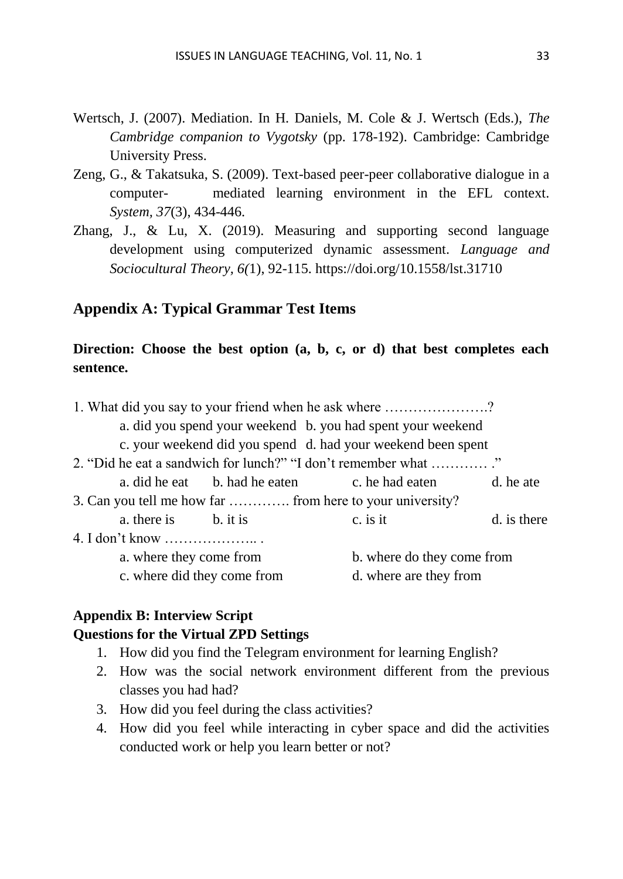Wertsch, J. (2007). Mediation. In H. Daniels, M. Cole & J. Wertsch (Eds.), *The Cambridge companion to Vygotsky* (pp. 178-192). Cambridge: Cambridge University Press.

Zeng, G., & Takatsuka, S. (2009). Text-based peer-peer collaborative dialogue in a computer- mediated learning environment in the EFL context. *System*, *37*(3), 434-446.

Zhang, J., & Lu, X. (2019). Measuring and supporting second language development using computerized dynamic assessment. *Language and Sociocultural Theory*, *6(*1), 92-115. https://doi.org/10.1558/lst.31710

## Appendix A: Typical Grammar Test Items

**Direction: Choose the best option (a, b, c, or d) that best completes each sentence.**

1. What did you say to your friend when he ask where ………………….?

   a. did you spend your weekend b. you had spent your weekend
   c. your weekend did you spend d. had your weekend been spent

2. “Did he eat a sandwich for lunch?” “I don’t remember what ………… .”

   a. did he eat b. had he eaten c. he had eaten d. he ate

3. Can you tell me how far …………. from here to your university?

   a. there is b. it is c. is it d. is there

4. I don’t know ……………….. .

   a. where they come from b. where do they come from
   c. where did they come from d. where are they from

## Appendix B: Interview Script

**Questions for the Virtual ZPD Settings**

1. How did you find the Telegram environment for learning English?
2. How was the social network environment different from the previous classes you had had?
3. How did you feel during the class activities?
4. How did you feel while interacting in cyber space and did the activities conducted work or help you learn better or not?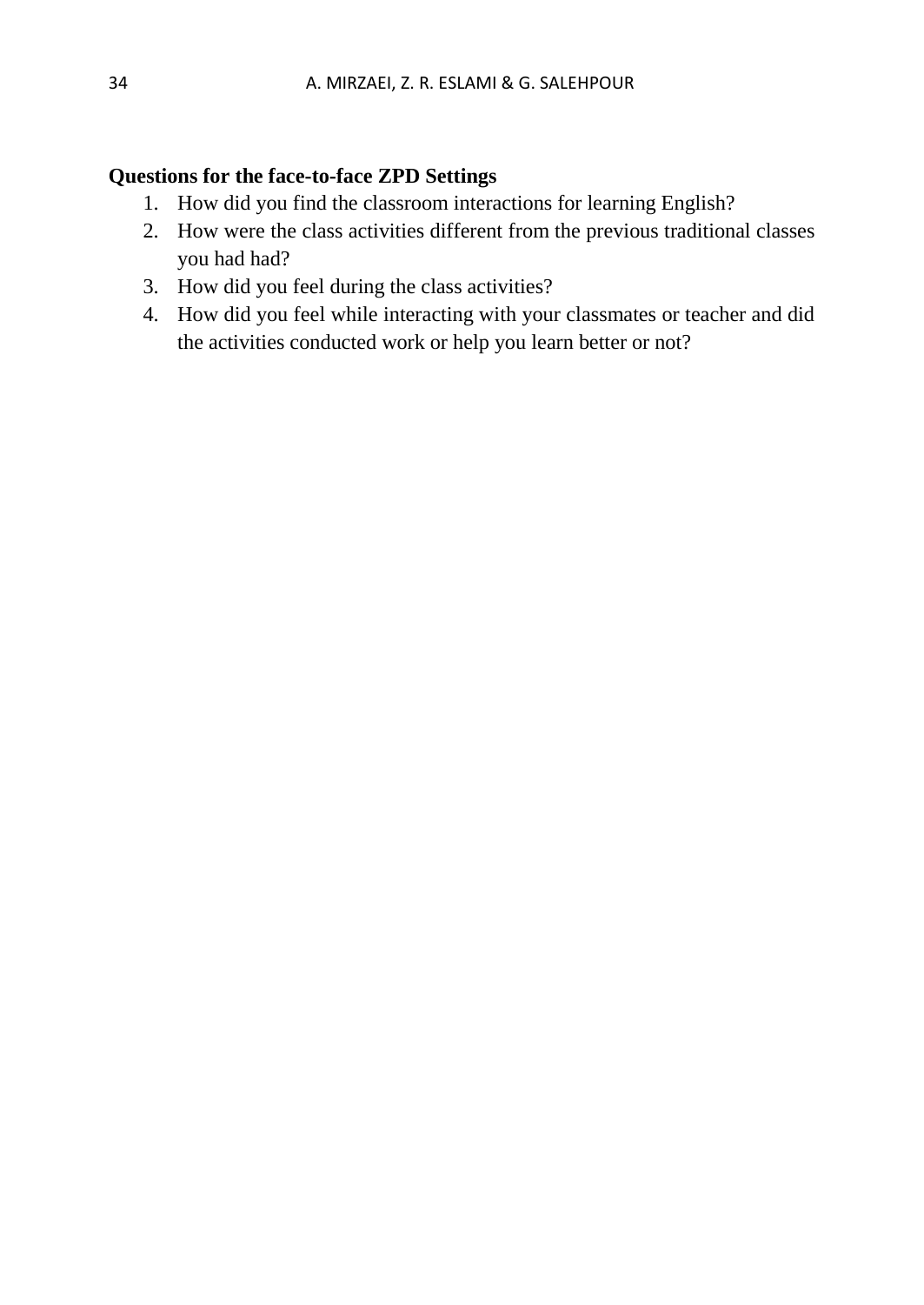**Questions for the face-to-face ZPD Settings**

1. How did you find the classroom interactions for learning English?
2. How were the class activities different from the previous traditional classes you had had?
3. How did you feel during the class activities?
4. How did you feel while interacting with your classmates or teacher and did the activities conducted work or help you learn better or not?